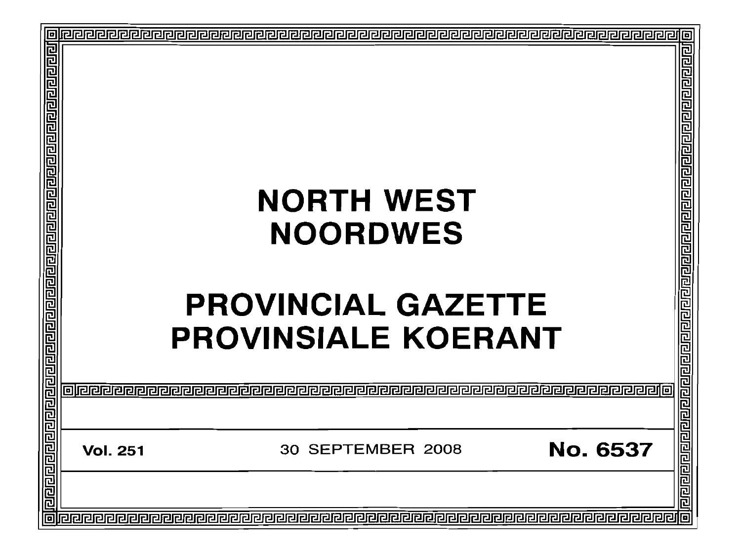# NORTH WEST
# NOORDWES

# PROVINCIAL GAZETTE
# PROVINSIALE KOERANT

**Vol. 251** 30 SEPTEMBER 2008 **No. 6537**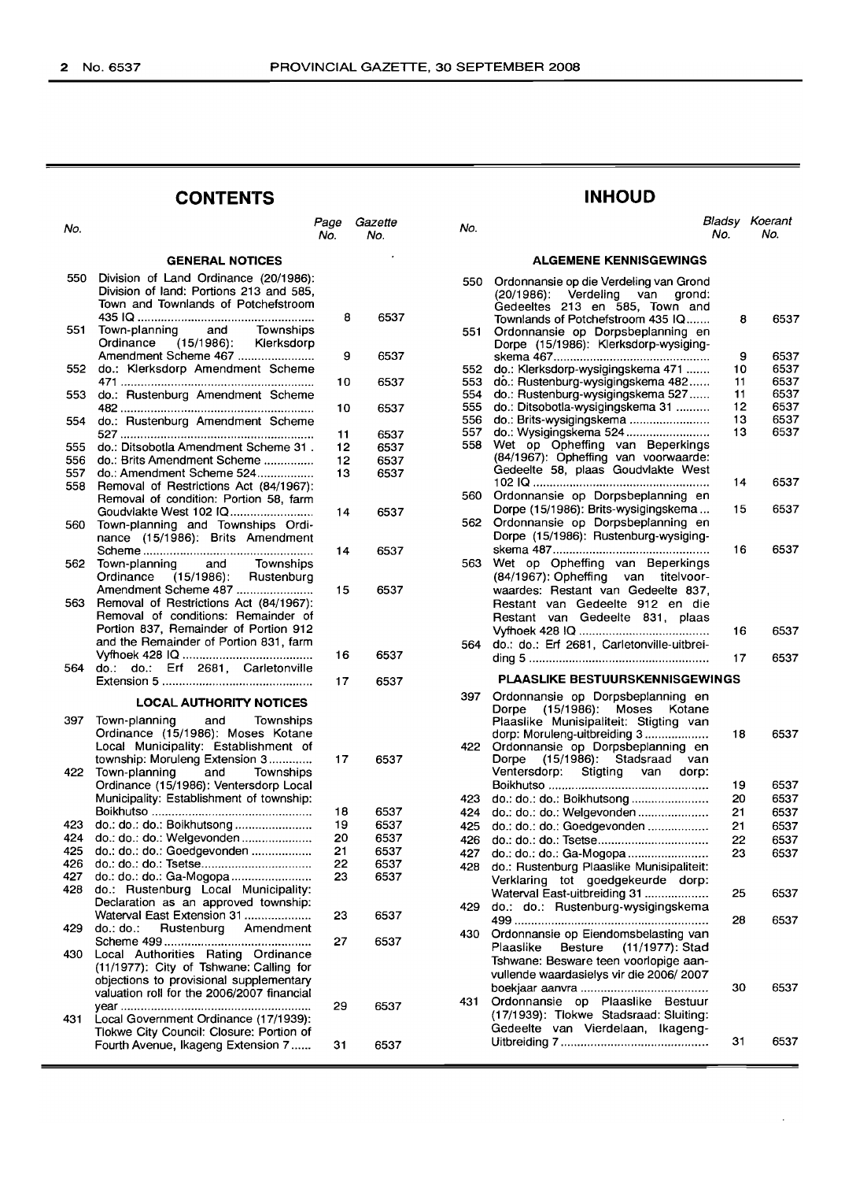# CONTENTS

| No. | | Page No. | Gazette No. |
|---|---|---|---|
| | **GENERAL NOTICES** | | |
| 550 | Division of Land Ordinance (20/1986): Division of land: Portions 213 and 585, Town and Townlands of Potchefstroom 435 IQ | 8 | 6537 |
| 551 | Town-planning and Townships Ordinance (15/1986): Klerksdorp Amendment Scheme 467 | 9 | 6537 |
| 552 | do.: Klerksdorp Amendment Scheme 471 | 10 | 6537 |
| 553 | do.: Rustenburg Amendment Scheme 482 | 10 | 6537 |
| 554 | do.: Rustenburg Amendment Scheme 527 | 11 | 6537 |
| 555 | do.: Ditsobotla Amendment Scheme 31 | 12 | 6537 |
| 556 | do.: Brits Amendment Scheme | 12 | 6537 |
| 557 | do.: Amendment Scheme 524 | 13 | 6537 |
| 558 | Removal of Restrictions Act (84/1967): Removal of condition: Portion 58, farm Goudvlakte West 102 IQ | 14 | 6537 |
| 560 | Town-planning and Townships Ordinance (15/1986): Brits Amendment Scheme | 14 | 6537 |
| 562 | Town-planning and Townships Ordinance (15/1986): Rustenburg Amendment Scheme 487 | 15 | 6537 |
| 563 | Removal of Restrictions Act (84/1967): Removal of conditions: Remainder of Portion 837, Remainder of Portion 912 and the Remainder of Portion 831, farm Vyfhoek 428 IQ | 16 | 6537 |
| 564 | do.: do.: Erf 2681, Carletonville Extension 5 | 17 | 6537 |
| | **LOCAL AUTHORITY NOTICES** | | |
| 397 | Town-planning and Townships Ordinance (15/1986): Moses Kotane Local Municipality: Establishment of township: Moruleng Extension 3 | 17 | 6537 |
| 422 | Town-planning and Townships Ordinance (15/1986): Ventersdorp Local Municipality: Establishment of township: Boikhutso | 18 | 6537 |
| 423 | do.: do.: do.: Boikhutsong | 19 | 6537 |
| 424 | do.: do.: do.: Welgevonden | 20 | 6537 |
| 425 | do.: do.: do.: Goedgevonden | 21 | 6537 |
| 426 | do.: do.: do.: Tsetse | 22 | 6537 |
| 427 | do.: do.: do.: Ga-Mogopa | 23 | 6537 |
| 428 | do.: Rustenburg Local Municipality: Declaration as an approved township: Waterval East Extension 31 | 23 | 6537 |
| 429 | do.: do.: Rustenburg Amendment Scheme 499 | 27 | 6537 |
| 430 | Local Authorities Rating Ordinance (11/1977): City of Tshwane: Calling for objections to provisional supplementary valuation roll for the 2006/2007 financial year | 29 | 6537 |
| 431 | Local Government Ordinance (17/1939): Tlokwe City Council: Closure: Portion of Fourth Avenue, Ikageng Extension 7 | 31 | 6537 |

# INHOUD

| No. | | Bladsy No. | Koerant No. |
|---|---|---|---|
| | **ALGEMENE KENNISGEWINGS** | | |
| 550 | Ordonnansie op die Verdeling van Grond (20/1986): Verdeling van grond: Gedeeltes 213 en 585, Town and Townlands of Potchefstroom 435 IQ | 8 | 6537 |
| 551 | Ordonnansie op Dorpsbeplanning en Dorpe (15/1986): Klerksdorp-wysigingskema 467 | 9 | 6537 |
| 552 | do.: Klerksdorp-wysigingskema 471 | 10 | 6537 |
| 553 | do.: Rustenburg-wysigingskema 482 | 11 | 6537 |
| 554 | do.: Rustenburg-wysigingskema 527 | 11 | 6537 |
| 555 | do.: Ditsobotla-wysigingskema 31 | 12 | 6537 |
| 556 | do.: Brits-wysigingskema | 13 | 6537 |
| 557 | do.: Wysigingskema 524 | 13 | 6537 |
| 558 | Wet op Opheffing van Beperkings (84/1967): Opheffing van voorwaarde: Gedeelte 58, plaas Goudvlakte West 102 IQ | 14 | 6537 |
| 560 | Ordonnansie op Dorpsbeplanning en Dorpe (15/1986): Brits-wysigingskema | 15 | 6537 |
| 562 | Ordonnansie op Dorpsbeplanning en Dorpe (15/1986): Rustenburg-wysigingskema 487 | 16 | 6537 |
| 563 | Wet op Opheffing van Beperkings (84/1967): Opheffing van titelvoorwaardes: Restant van Gedeelte 837, Restant van Gedeelte 912 en die Restant van Gedeelte 831, plaas Vyfhoek 428 IQ | 16 | 6537 |
| 564 | do.: do.: Erf 2681, Carletonville-uitbreiding 5 | 17 | 6537 |
| | **PLAASLIKE BESTUURSKENNISGEWINGS** | | |
| 397 | Ordonnansie op Dorpsbeplanning en Dorpe (15/1986): Moses Kotane Plaaslike Munisipaliteit: Stigting van dorp: Moruleng-uitbreiding 3 | 18 | 6537 |
| 422 | Ordonnansie op Dorpsbeplanning en Dorpe (15/1986): Stadsraad van Ventersdorp: Stigting van dorp: Boikhutso | 19 | 6537 |
| 423 | do.: do.: do.: Boikhutsong | 20 | 6537 |
| 424 | do.: do.: do.: Welgevonden | 21 | 6537 |
| 425 | do.: do.: do.: Goedgevonden | 21 | 6537 |
| 426 | do.: do.: do.: Tsetse | 22 | 6537 |
| 427 | do.: do.: do.: Ga-Mogopa | 23 | 6537 |
| 428 | do.: Rustenburg Plaaslike Munisipaliteit: Verklaring tot goedgekeurde dorp: Waterval East-uitbreiding 31 | 25 | 6537 |
| 429 | do.: do.: Rustenburg-wysigingskema 499 | 28 | 6537 |
| 430 | Ordonnansie op Eiendomsbelasting van Plaaslike Besture (11/1977): Stad Tshwane: Besware teen voorlopige aanvullende waardasielys vir die 2006/2007 boekjaar aanvra | 30 | 6537 |
| 431 | Ordonnansie op Plaaslike Bestuur (17/1939): Tlokwe Stadsraad: Sluiting: Gedeelte van Vierdelaan, Ikageng-Uitbreiding 7 | 31 | 6537 |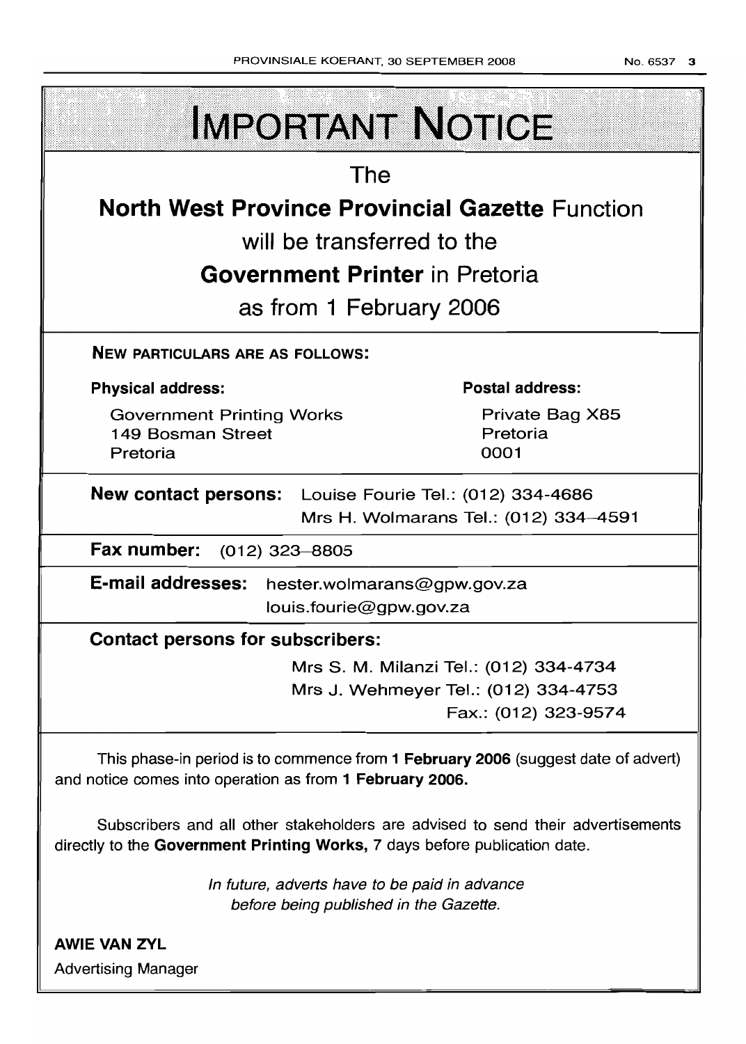# IMPORTANT NOTICE

The

**North West Province Provincial Gazette** Function

will be transferred to the

**Government Printer** in Pretoria

as from 1 February 2006

**NEW PARTICULARS ARE AS FOLLOWS:**

**Physical address:**

Government Printing Works
149 Bosman Street
Pretoria

**Postal address:**

Private Bag X85
Pretoria
0001

**New contact persons:** Louise Fourie Tel.: (012) 334-4686
Mrs H. Wolmarans Tel.: (012) 334–4591

**Fax number:** (012) 323–8805

**E-mail addresses:** hester.wolmarans@gpw.gov.za
louis.fourie@gpw.gov.za

**Contact persons for subscribers:**

Mrs S. M. Milanzi Tel.: (012) 334-4734
Mrs J. Wehmeyer Tel.: (012) 334-4753
Fax.: (012) 323-9574

This phase-in period is to commence from **1 February 2006** (suggest date of advert) and notice comes into operation as from **1 February 2006.**

Subscribers and all other stakeholders are advised to send their advertisements directly to the **Government Printing Works,** 7 days before publication date.

*In future, adverts have to be paid in advance before being published in the Gazette.*

**AWIE VAN ZYL**

Advertising Manager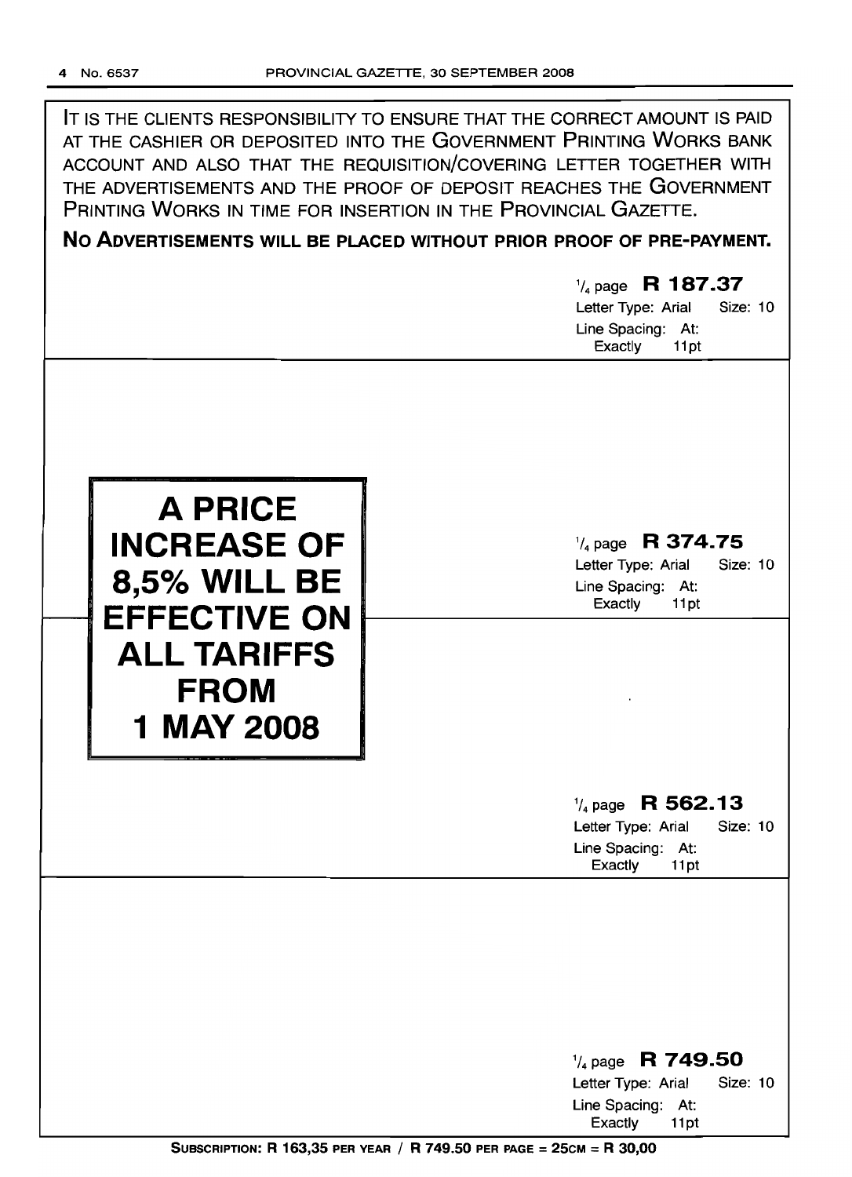IT IS THE CLIENTS RESPONSIBILITY TO ENSURE THAT THE CORRECT AMOUNT IS PAID AT THE CASHIER OR DEPOSITED INTO THE GOVERNMENT PRINTING WORKS BANK ACCOUNT AND ALSO THAT THE REQUISITION/COVERING LETTER TOGETHER WITH THE ADVERTISEMENTS AND THE PROOF OF DEPOSIT REACHES THE GOVERNMENT PRINTING WORKS IN TIME FOR INSERTION IN THE PROVINCIAL GAZETTE.

**NO ADVERTISEMENTS WILL BE PLACED WITHOUT PRIOR PROOF OF PRE-PAYMENT.**

1/4 page **R 187.37**
Letter Type: Arial Size: 10
Line Spacing: At: Exactly 11pt

**A PRICE INCREASE OF 8,5% WILL BE EFFECTIVE ON ALL TARIFFS FROM 1 MAY 2008**

1/4 page **R 374.75**
Letter Type: Arial Size: 10
Line Spacing: At: Exactly 11pt

1/4 page **R 562.13**
Letter Type: Arial Size: 10
Line Spacing: At: Exactly 11pt

1/4 page **R 749.50**
Letter Type: Arial Size: 10
Line Spacing: At: Exactly 11pt

**SUBSCRIPTION: R 163,35 PER YEAR / R 749.50 PER PAGE = 25CM = R 30,00**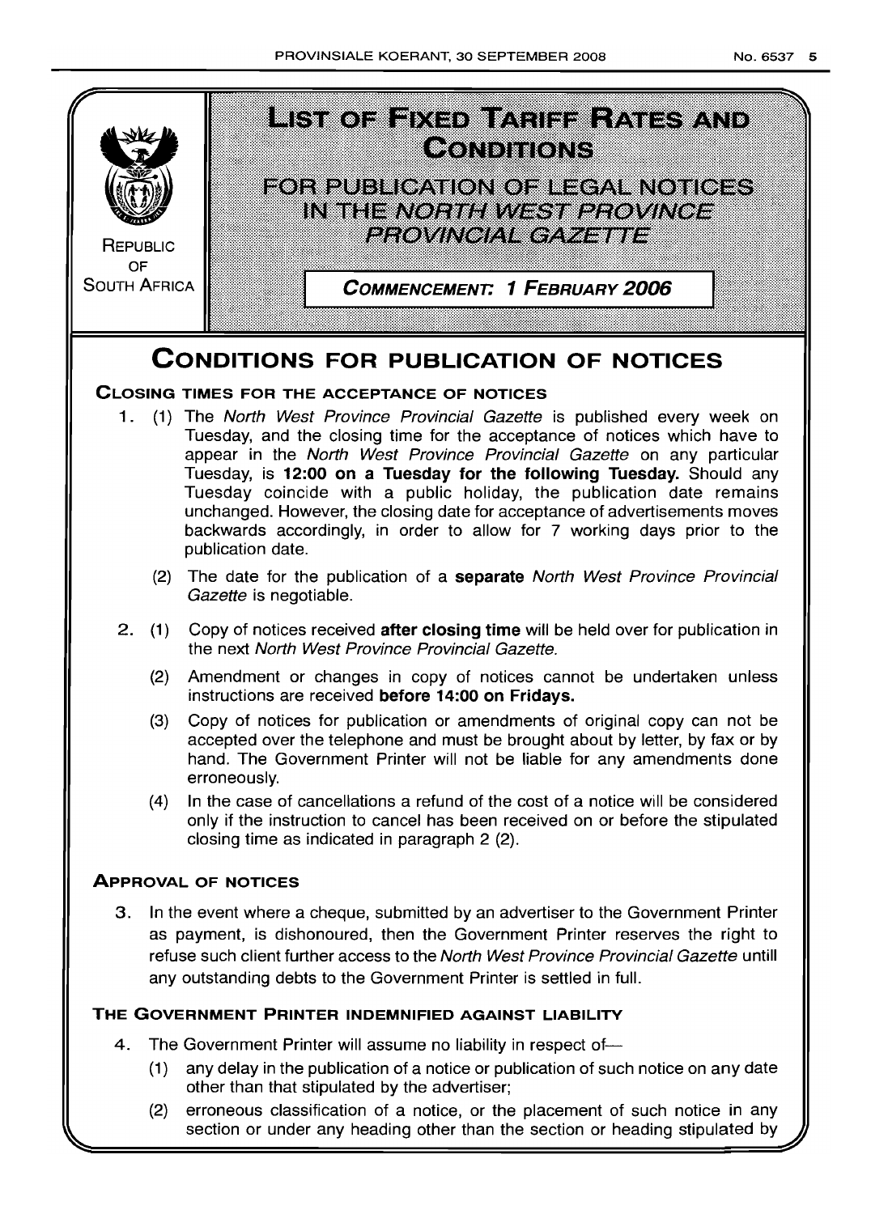REPUBLIC OF SOUTH AFRICA

# LIST OF FIXED TARIFF RATES AND CONDITIONS

## FOR PUBLICATION OF LEGAL NOTICES IN THE *NORTH WEST PROVINCE PROVINCIAL GAZETTE*

**COMMENCEMENT: 1 FEBRUARY 2006**

# CONDITIONS FOR PUBLICATION OF NOTICES

### CLOSING TIMES FOR THE ACCEPTANCE OF NOTICES

1. (1) The *North West Province Provincial Gazette* is published every week on Tuesday, and the closing time for the acceptance of notices which have to appear in the *North West Province Provincial Gazette* on any particular Tuesday, is **12:00 on a Tuesday for the following Tuesday.** Should any Tuesday coincide with a public holiday, the publication date remains unchanged. However, the closing date for acceptance of advertisements moves backwards accordingly, in order to allow for 7 working days prior to the publication date.

   (2) The date for the publication of a **separate** *North West Province Provincial Gazette* is negotiable.

2. (1) Copy of notices received **after closing time** will be held over for publication in the next *North West Province Provincial Gazette.*

   (2) Amendment or changes in copy of notices cannot be undertaken unless instructions are received **before 14:00 on Fridays.**

   (3) Copy of notices for publication or amendments of original copy can not be accepted over the telephone and must be brought about by letter, by fax or by hand. The Government Printer will not be liable for any amendments done erroneously.

   (4) In the case of cancellations a refund of the cost of a notice will be considered only if the instruction to cancel has been received on or before the stipulated closing time as indicated in paragraph 2 (2).

### APPROVAL OF NOTICES

3. In the event where a cheque, submitted by an advertiser to the Government Printer as payment, is dishonoured, then the Government Printer reserves the right to refuse such client further access to the *North West Province Provincial Gazette* untill any outstanding debts to the Government Printer is settled in full.

### THE GOVERNMENT PRINTER INDEMNIFIED AGAINST LIABILITY

4. The Government Printer will assume no liability in respect of—

   (1) any delay in the publication of a notice or publication of such notice on any date other than that stipulated by the advertiser;

   (2) erroneous classification of a notice, or the placement of such notice in any section or under any heading other than the section or heading stipulated by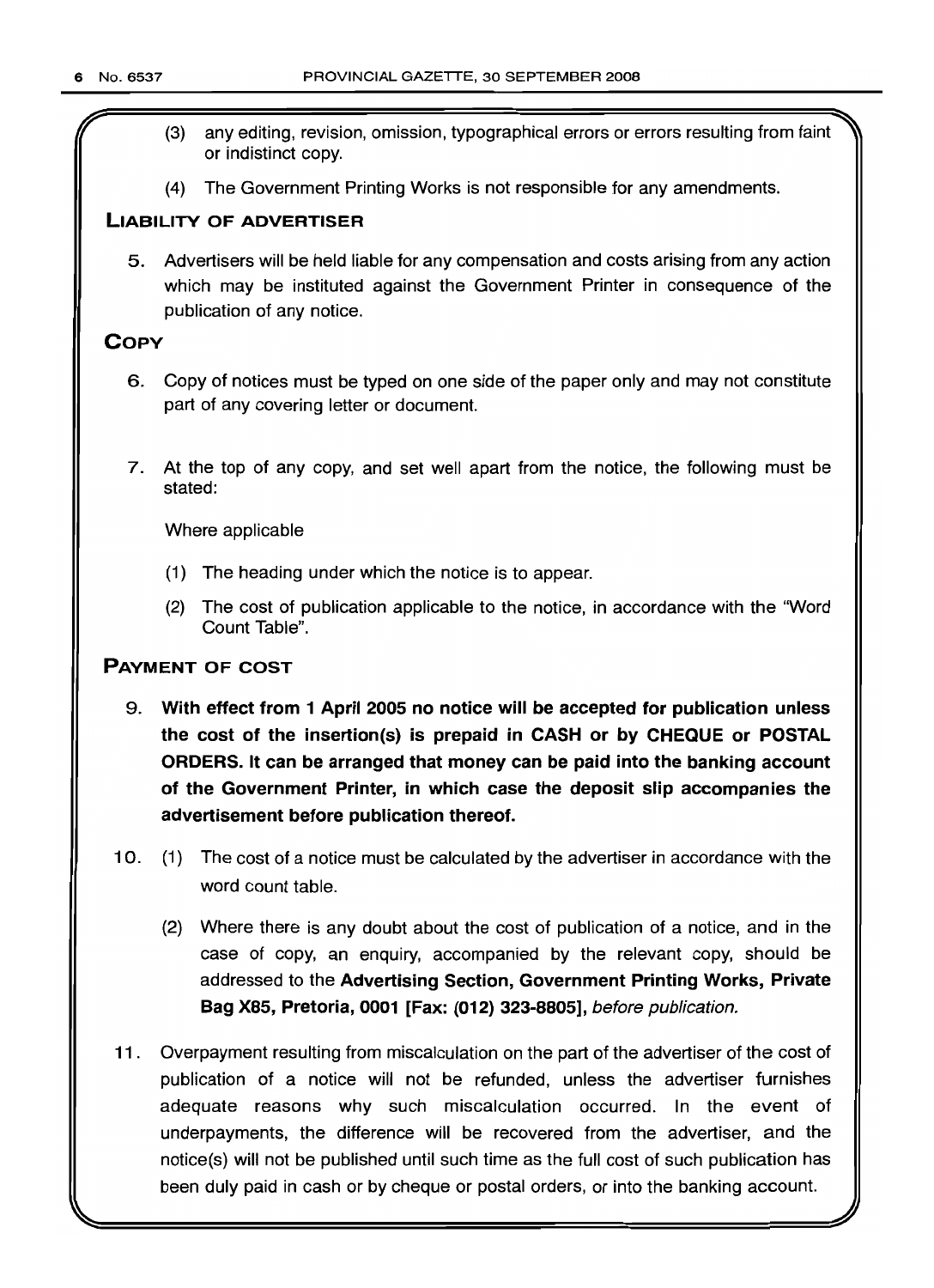(3) any editing, revision, omission, typographical errors or errors resulting from faint or indistinct copy.

(4) The Government Printing Works is not responsible for any amendments.

## LIABILITY OF ADVERTISER

5. Advertisers will be held liable for any compensation and costs arising from any action which may be instituted against the Government Printer in consequence of the publication of any notice.

## COPY

6. Copy of notices must be typed on one side of the paper only and may not constitute part of any covering letter or document.

7. At the top of any copy, and set well apart from the notice, the following must be stated:

   Where applicable

   (1) The heading under which the notice is to appear.

   (2) The cost of publication applicable to the notice, in accordance with the "Word Count Table".

## PAYMENT OF COST

9. **With effect from 1 April 2005 no notice will be accepted for publication unless the cost of the insertion(s) is prepaid in CASH or by CHEQUE or POSTAL ORDERS. It can be arranged that money can be paid into the banking account of the Government Printer, in which case the deposit slip accompanies the advertisement before publication thereof.**

10. (1) The cost of a notice must be calculated by the advertiser in accordance with the word count table.

    (2) Where there is any doubt about the cost of publication of a notice, and in the case of copy, an enquiry, accompanied by the relevant copy, should be addressed to the **Advertising Section, Government Printing Works, Private Bag X85, Pretoria, 0001 [Fax: (012) 323-8805],** *before publication.*

11. Overpayment resulting from miscalculation on the part of the advertiser of the cost of publication of a notice will not be refunded, unless the advertiser furnishes adequate reasons why such miscalculation occurred. In the event of underpayments, the difference will be recovered from the advertiser, and the notice(s) will not be published until such time as the full cost of such publication has been duly paid in cash or by cheque or postal orders, or into the banking account.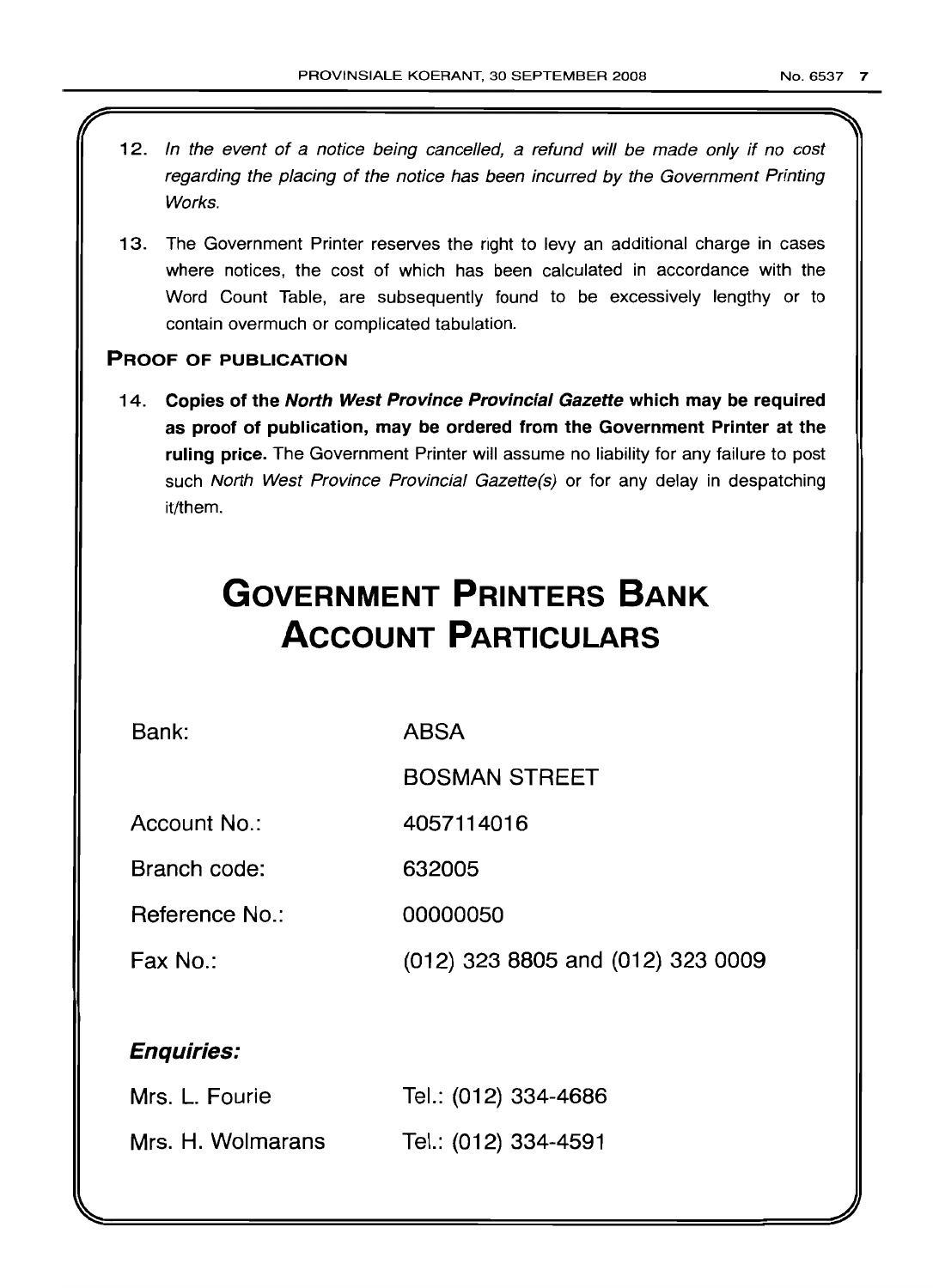12. *In the event of a notice being cancelled, a refund will be made only if no cost regarding the placing of the notice has been incurred by the Government Printing Works.*

13. The Government Printer reserves the right to levy an additional charge in cases where notices, the cost of which has been calculated in accordance with the Word Count Table, are subsequently found to be excessively lengthy or to contain overmuch or complicated tabulation.

### PROOF OF PUBLICATION

14. **Copies of the *North West Province Provincial Gazette* which may be required as proof of publication, may be ordered from the Government Printer at the ruling price.** The Government Printer will assume no liability for any failure to post such *North West Province Provincial Gazette(s)* or for any delay in despatching it/them.

# GOVERNMENT PRINTERS BANK ACCOUNT PARTICULARS

| | |
|---|---|
| Bank: | ABSA |
| | BOSMAN STREET |
| Account No.: | 4057114016 |
| Branch code: | 632005 |
| Reference No.: | 00000050 |
| Fax No.: | (012) 323 8805 and (012) 323 0009 |

***Enquiries:***

| | |
|---|---|
| Mrs. L. Fourie | Tel.: (012) 334-4686 |
| Mrs. H. Wolmarans | Tel.: (012) 334-4591 |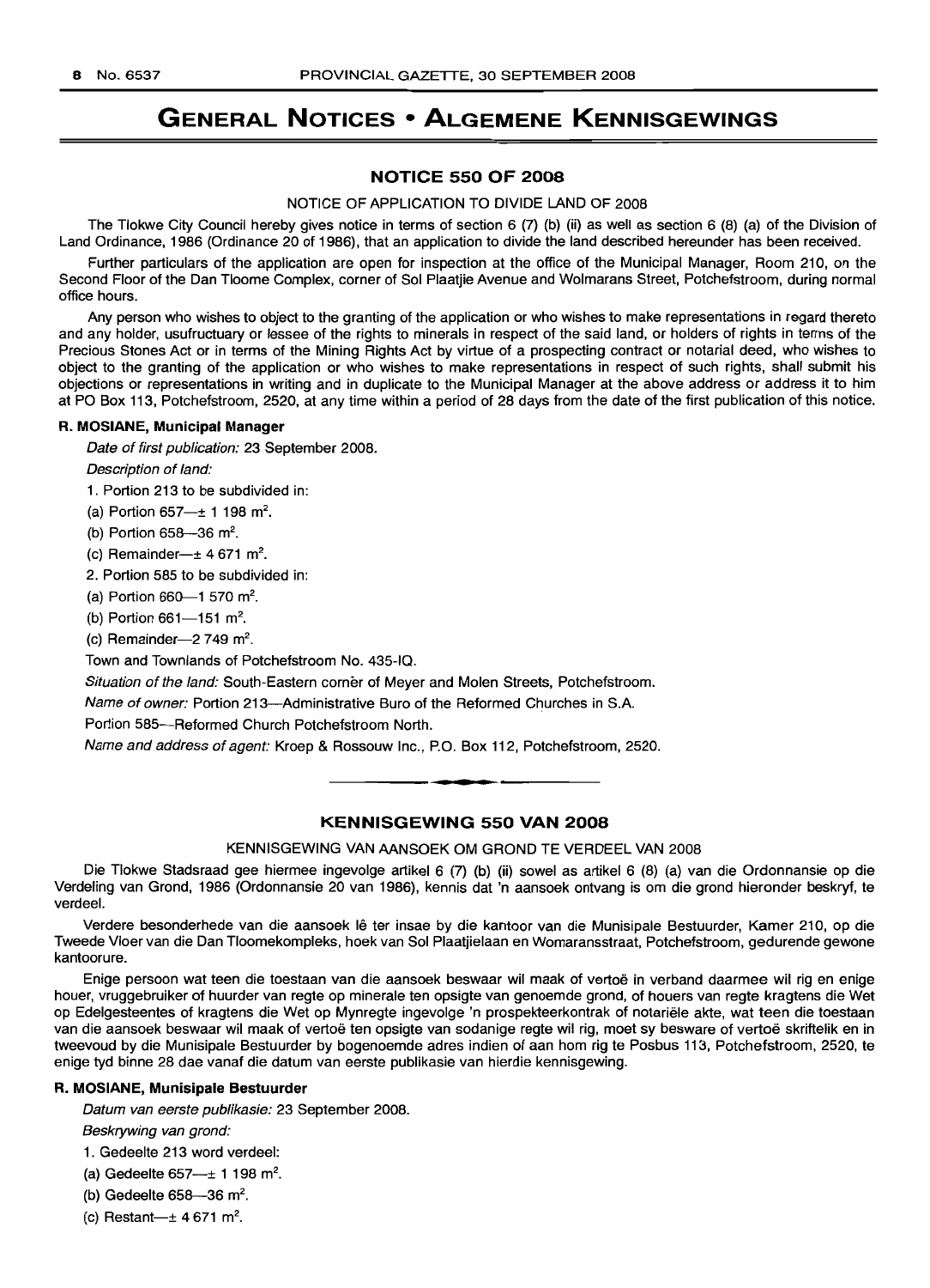# GENERAL NOTICES • ALGEMENE KENNISGEWINGS

## NOTICE 550 OF 2008

NOTICE OF APPLICATION TO DIVIDE LAND OF 2008

The Tlokwe City Council hereby gives notice in terms of section 6 (7) (b) (ii) as well as section 6 (8) (a) of the Division of Land Ordinance, 1986 (Ordinance 20 of 1986), that an application to divide the land described hereunder has been received.

Further particulars of the application are open for inspection at the office of the Municipal Manager, Room 210, on the Second Floor of the Dan Tloome Complex, corner of Sol Plaatjie Avenue and Wolmarans Street, Potchefstroom, during normal office hours.

Any person who wishes to object to the granting of the application or who wishes to make representations in regard thereto and any holder, usufructuary or lessee of the rights to minerals in respect of the said land, or holders of rights in terms of the Precious Stones Act or in terms of the Mining Rights Act by virtue of a prospecting contract or notarial deed, who wishes to object to the granting of the application or who wishes to make representations in respect of such rights, shall submit his objections or representations in writing and in duplicate to the Municipal Manager at the above address or address it to him at PO Box 113, Potchefstroom, 2520, at any time within a period of 28 days from the date of the first publication of this notice.

**R. MOSIANE, Municipal Manager**

*Date of first publication:* 23 September 2008.

*Description of land:*

1. Portion 213 to be subdivided in:

(a) Portion 657—± 1 198 m$^2$.

(b) Portion 658—36 m$^2$.

(c) Remainder—± 4 671 m$^2$.

2. Portion 585 to be subdivided in:

(a) Portion 660—1 570 m$^2$.

(b) Portion 661—151 m$^2$.

(c) Remainder—2 749 m$^2$.

Town and Townlands of Potchefstroom No. 435-IQ.

*Situation of the land:* South-Eastern corner of Meyer and Molen Streets, Potchefstroom.

*Name of owner:* Portion 213—Administrative Buro of the Reformed Churches in S.A.

Portion 585—Reformed Church Potchefstroom North.

*Name and address of agent:* Kroep & Rossouw Inc., P.O. Box 112, Potchefstroom, 2520.

---

## KENNISGEWING 550 VAN 2008

KENNISGEWING VAN AANSOEK OM GROND TE VERDEEL VAN 2008

Die Tlokwe Stadsraad gee hiermee ingevolge artikel 6 (7) (b) (ii) sowel as artikel 6 (8) (a) van die Ordonnansie op die Verdeling van Grond, 1986 (Ordonnansie 20 van 1986), kennis dat 'n aansoek ontvang is om die grond hieronder beskryf, te verdeel.

Verdere besonderhede van die aansoek lê ter insae by die kantoor van die Munisipale Bestuurder, Kamer 210, op die Tweede Vloer van die Dan Tloomekompleks, hoek van Sol Plaatjielaan en Womaransstraat, Potchefstroom, gedurende gewone kantoorure.

Enige persoon wat teen die toestaan van die aansoek beswaar wil maak of vertoë in verband daarmee wil rig en enige houer, vruggebruiker of huurder van regte op minerale ten opsigte van genoemde grond, of houers van regte kragtens die Wet op Edelgesteentes of kragtens die Wet op Mynregte ingevolge 'n prospekteerkontrak of notariële akte, wat teen die toestaan van die aansoek beswaar wil maak of vertoë ten opsigte van sodanige regte wil rig, moet sy besware of vertoë skriftelik en in tweevoud by die Munisipale Bestuurder by bogenoemde adres indien of aan hom rig te Posbus 113, Potchefstroom, 2520, te enige tyd binne 28 dae vanaf die datum van eerste publikasie van hierdie kennisgewing.

**R. MOSIANE, Munisipale Bestuurder**

*Datum van eerste publikasie:* 23 September 2008.

*Beskrywing van grond:*

1. Gedeelte 213 word verdeel:

(a) Gedeelte 657—± 1 198 m$^2$.

(b) Gedeelte 658—36 m$^2$.

(c) Restant—± 4 671 m$^2$.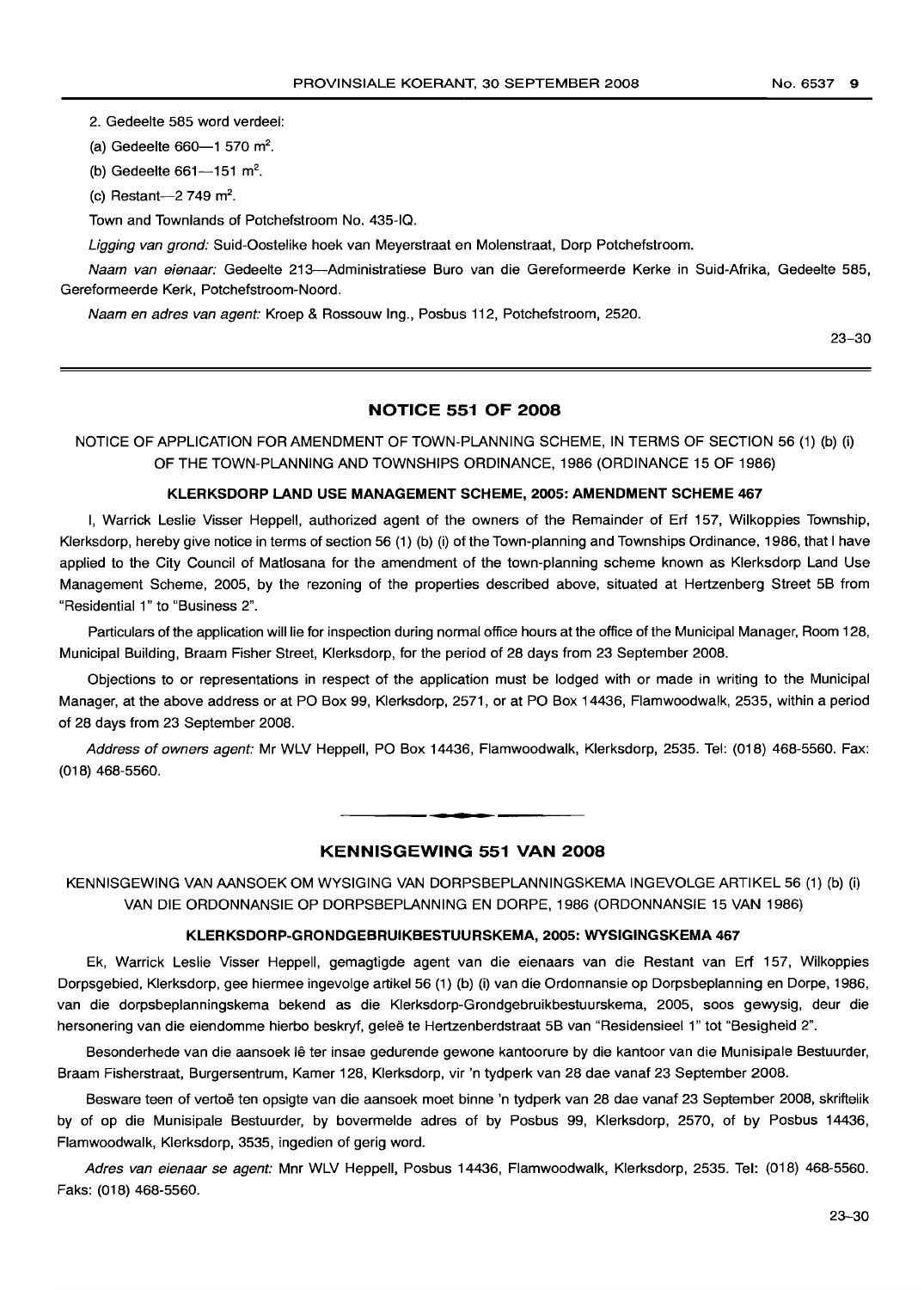2. Gedeelte 585 word verdeel:

(a) Gedeelte 660—1 570 m².

(b) Gedeelte 661—151 m².

(c) Restant—2 749 m².

Town and Townlands of Potchefstroom No. 435-IQ.

*Ligging van grond:* Suid-Oostelike hoek van Meyerstraat en Molenstraat, Dorp Potchefstroom.

*Naam van eienaar:* Gedeelte 213—Administratiese Buro van die Gereformeerde Kerke in Suid-Afrika, Gedeelte 585, Gereformeerde Kerk, Potchefstroom-Noord.

*Naam en adres van agent:* Kroep & Rossouw Ing., Posbus 112, Potchefstroom, 2520.

23–30

---

## NOTICE 551 OF 2008

NOTICE OF APPLICATION FOR AMENDMENT OF TOWN-PLANNING SCHEME, IN TERMS OF SECTION 56 (1) (b) (i) OF THE TOWN-PLANNING AND TOWNSHIPS ORDINANCE, 1986 (ORDINANCE 15 OF 1986)

**KLERKSDORP LAND USE MANAGEMENT SCHEME, 2005: AMENDMENT SCHEME 467**

I, Warrick Leslie Visser Heppell, authorized agent of the owners of the Remainder of Erf 157, Wilkoppies Township, Klerksdorp, hereby give notice in terms of section 56 (1) (b) (i) of the Town-planning and Townships Ordinance, 1986, that I have applied to the City Council of Matlosana for the amendment of the town-planning scheme known as Klerksdorp Land Use Management Scheme, 2005, by the rezoning of the properties described above, situated at Hertzenberg Street 5B from "Residential 1" to "Business 2".

Particulars of the application will lie for inspection during normal office hours at the office of the Municipal Manager, Room 128, Municipal Building, Braam Fisher Street, Klerksdorp, for the period of 28 days from 23 September 2008.

Objections to or representations in respect of the application must be lodged with or made in writing to the Municipal Manager, at the above address or at PO Box 99, Klerksdorp, 2571, or at PO Box 14436, Flamwoodwalk, 2535, within a period of 28 days from 23 September 2008.

*Address of owners agent:* Mr WLV Heppell, PO Box 14436, Flamwoodwalk, Klerksdorp, 2535. Tel: (018) 468-5560. Fax: (018) 468-5560.

---

## KENNISGEWING 551 VAN 2008

KENNISGEWING VAN AANSOEK OM WYSIGING VAN DORPSBEPLANNINGSKEMA INGEVOLGE ARTIKEL 56 (1) (b) (i) VAN DIE ORDONNANSIE OP DORPSBEPLANNING EN DORPE, 1986 (ORDONNANSIE 15 VAN 1986)

**KLERKSDORP-GRONDGEBRUIKBESTUURSKEMA, 2005: WYSIGINGSKEMA 467**

Ek, Warrick Leslie Visser Heppell, gemagtigde agent van die eienaars van die Restant van Erf 157, Wilkoppies Dorpsgebied, Klerksdorp, gee hiermee ingevolge artikel 56 (1) (b) (i) van die Ordonnansie op Dorpsbeplanning en Dorpe, 1986, van die dorpsbeplanningskema bekend as die Klerksdorp-Grondgebruikbestuurskema, 2005, soos gewysig, deur die hersonering van die eiendomme hierbo beskryf, geleë te Hertzenberdstraat 5B van "Residensieel 1" tot "Besigheid 2".

Besonderhede van die aansoek lê ter insae gedurende gewone kantoorure by die kantoor van die Munisipale Bestuurder, Braam Fisherstraat, Burgersentrum, Kamer 128, Klerksdorp, vir 'n tydperk van 28 dae vanaf 23 September 2008.

Besware teen of vertoë ten opsigte van die aansoek moet binne 'n tydperk van 28 dae vanaf 23 September 2008, skriftelik by of op die Munisipale Bestuurder, by bovermelde adres of by Posbus 99, Klerksdorp, 2570, of by Posbus 14436, Flamwoodwalk, Klerksdorp, 3535, ingedien of gerig word.

*Adres van eienaar se agent:* Mnr WLV Heppell, Posbus 14436, Flamwoodwalk, Klerksdorp, 2535. Tel: (018) 468-5560. Faks: (018) 468-5560.

23–30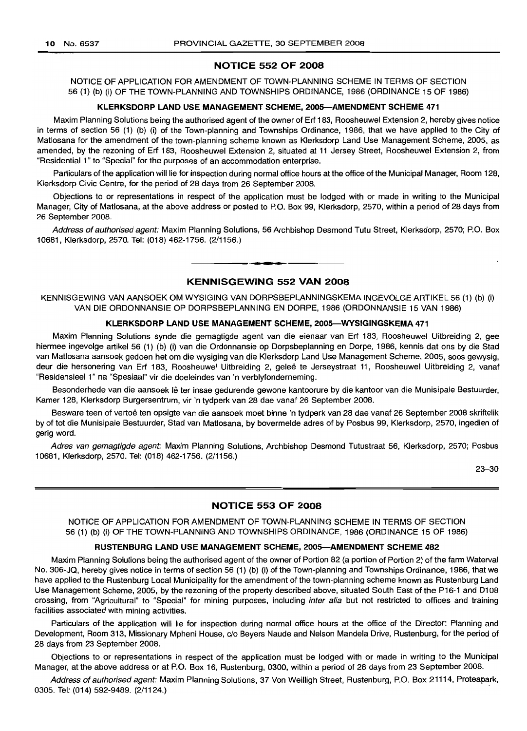## NOTICE 552 OF 2008

NOTICE OF APPLICATION FOR AMENDMENT OF TOWN-PLANNING SCHEME IN TERMS OF SECTION 56 (1) (b) (i) OF THE TOWN-PLANNING AND TOWNSHIPS ORDINANCE, 1986 (ORDINANCE 15 OF 1986)

### KLERKSDORP LAND USE MANAGEMENT SCHEME, 2005—AMENDMENT SCHEME 471

Maxim Planning Solutions being the authorised agent of the owner of Erf 183, Roosheuwel Extension 2, hereby gives notice in terms of section 56 (1) (b) (i) of the Town-planning and Townships Ordinance, 1986, that we have applied to the City of Matlosana for the amendment of the town-planning scheme known as Klerksdorp Land Use Management Scheme, 2005, as amended, by the rezoning of Erf 183, Roosheuwel Extension 2, situated at 11 Jersey Street, Roosheuwel Extension 2, from "Residential 1" to "Special" for the purposes of an accommodation enterprise.

Particulars of the application will lie for inspection during normal office hours at the office of the Municipal Manager, Room 128, Klerksdorp Civic Centre, for the period of 28 days from 26 September 2008.

Objections to or representations in respect of the application must be lodged with or made in writing to the Municipal Manager, City of Matlosana, at the above address or posted to P.O. Box 99, Klerksdorp, 2570, within a period of 28 days from 26 September 2008.

*Address of authorised agent:* Maxim Planning Solutions, 56 Archbishop Desmond Tutu Street, Klerksdorp, 2570; P.O. Box 10681, Klerksdorp, 2570. Tel: (018) 462-1756. (2/1156.)

---

## KENNISGEWING 552 VAN 2008

KENNISGEWING VAN AANSOEK OM WYSIGING VAN DORPSBEPLANNINGSKEMA INGEVOLGE ARTIKEL 56 (1) (b) (i) VAN DIE ORDONNANSIE OP DORPSBEPLANNING EN DORPE, 1986 (ORDONNANSIE 15 VAN 1986)

### KLERKSDORP LAND USE MANAGEMENT SCHEME, 2005—WYSIGINGSKEMA 471

Maxim Planning Solutions synde die gemagtigde agent van die eienaar van Erf 183, Roosheuwel Uitbreiding 2, gee hiermee ingevolge artikel 56 (1) (b) (i) van die Ordonnansie op Dorpsbeplanning en Dorpe, 1986, kennis dat ons by die Stad van Matlosana aansoek gedoen het om die wysiging van die Klerksdorp Land Use Management Scheme, 2005, soos gewysig, deur die hersonering van Erf 183, Roosheuwel Uitbreiding 2, geleë te Jerseystraat 11, Roosheuwel Uitbreiding 2, vanaf "Residensieel 1" na "Spesiaal" vir die doeleindes van 'n verblyfonderneming.

Besonderhede van die aansoek lê ter insae gedurende gewone kantoorure by die kantoor van die Munisipale Bestuurder, Kamer 128, Klerksdorp Burgersentrum, vir 'n tydperk van 28 dae vanaf 26 September 2008.

Besware teen of vertoë ten opsigte van die aansoek moet binne 'n tydperk van 28 dae vanaf 26 September 2008 skriftelik by of tot die Munisipale Bestuurder, Stad van Matlosana, by bovermelde adres of by Posbus 99, Klerksdorp, 2570, ingedien of gerig word.

*Adres van gemagtigde agent:* Maxim Planning Solutions, Archbishop Desmond Tutustraat 56, Klerksdorp, 2570; Posbus 10681, Klerksdorp, 2570. Tel: (018) 462-1756. (2/1156.)

23–30

---

## NOTICE 553 OF 2008

NOTICE OF APPLICATION FOR AMENDMENT OF TOWN-PLANNING SCHEME IN TERMS OF SECTION 56 (1) (b) (i) OF THE TOWN-PLANNING AND TOWNSHIPS ORDINANCE, 1986 (ORDINANCE 15 OF 1986)

### RUSTENBURG LAND USE MANAGEMENT SCHEME, 2005—AMENDMENT SCHEME 482

Maxim Planning Solutions being the authorised agent of the owner of Portion 82 (a portion of Portion 2) of the farm Waterval No. 306-JQ, hereby gives notice in terms of section 56 (1) (b) (i) of the Town-planning and Townships Ordinance, 1986, that we have applied to the Rustenburg Local Municipality for the amendment of the town-planning scheme known as Rustenburg Land Use Management Scheme, 2005, by the rezoning of the property described above, situated South East of the P16-1 and D108 crossing, from "Agricultural" to "Special" for mining purposes, including *inter alia* but not restricted to offices and training facilities associated with mining activities.

Particulars of the application will lie for inspection during normal office hours at the office of the Director: Planning and Development, Room 313, Missionary Mpheni House, c/o Beyers Naude and Nelson Mandela Drive, Rustenburg, for the period of 28 days from 23 September 2008.

Objections to or representations in respect of the application must be lodged with or made in writing to the Municipal Manager, at the above address or at P.O. Box 16, Rustenburg, 0300, within a period of 28 days from 23 September 2008.

*Address of authorised agent:* Maxim Planning Solutions, 37 Von Weilligh Street, Rustenburg, P.O. Box 21114, Proteapark, 0305. Tel: (014) 592-9489. (2/1124.)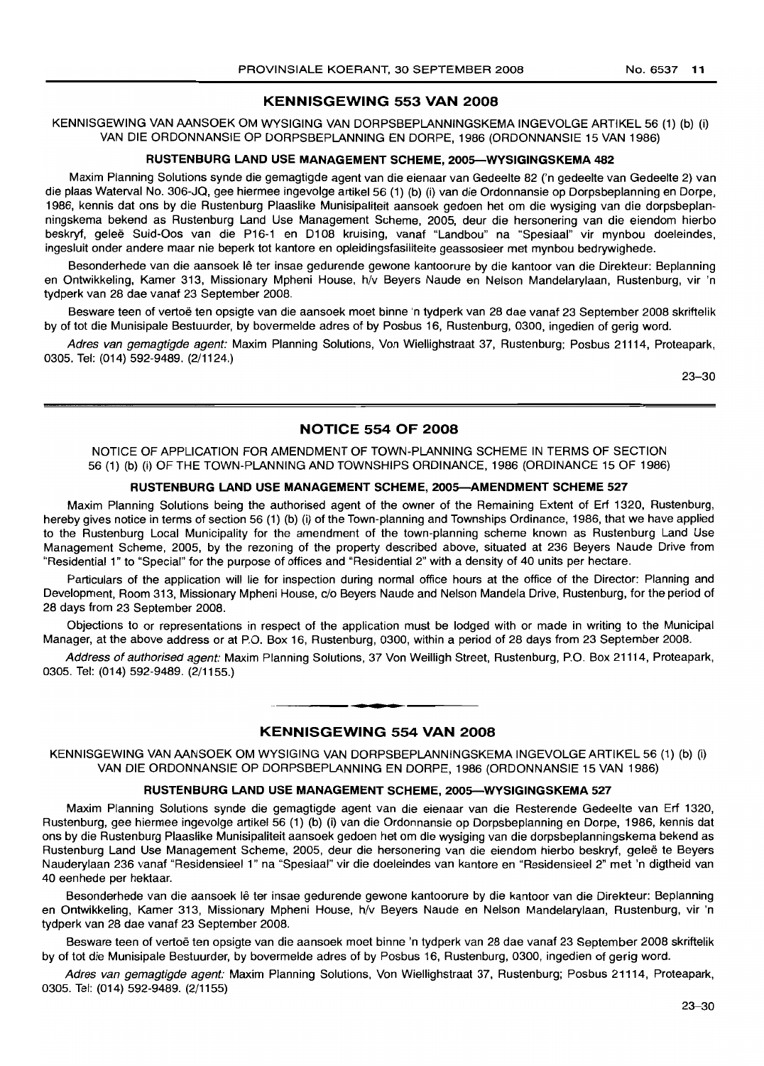## KENNISGEWING 553 VAN 2008

KENNISGEWING VAN AANSOEK OM WYSIGING VAN DORPSBEPLANNINGSKEMA INGEVOLGE ARTIKEL 56 (1) (b) (i) VAN DIE ORDONNANSIE OP DORPSBEPLANNING EN DORPE, 1986 (ORDONNANSIE 15 VAN 1986)

**RUSTENBURG LAND USE MANAGEMENT SCHEME, 2005—WYSIGINGSKEMA 482**

Maxim Planning Solutions synde die gemagtigde agent van die eienaar van Gedeelte 82 ('n gedeelte van Gedeelte 2) van die plaas Waterval No. 306-JQ, gee hiermee ingevolge artikel 56 (1) (b) (i) van die Ordonnansie op Dorpsbeplanning en Dorpe, 1986, kennis dat ons by die Rustenburg Plaaslike Munisipaliteit aansoek gedoen het om die wysiging van die dorpsbeplanningskema bekend as Rustenburg Land Use Management Scheme, 2005, deur die hersonering van die eiendom hierbo beskryf, geleë Suid-Oos van die P16-1 en D108 kruising, vanaf "Landbou" na "Spesiaal" vir mynbou doeleindes, ingesluit onder andere maar nie beperk tot kantore en opleidingsfasiliteite geassosieer met mynbou bedrywighede.

Besonderhede van die aansoek lê ter insae gedurende gewone kantoorure by die kantoor van die Direkteur: Beplanning en Ontwikkeling, Kamer 313, Missionary Mpheni House, h/v Beyers Naude en Nelson Mandelarylaan, Rustenburg, vir 'n tydperk van 28 dae vanaf 23 September 2008.

Besware teen of vertoë ten opsigte van die aansoek moet binne 'n tydperk van 28 dae vanaf 23 September 2008 skriftelik by of tot die Munisipale Bestuurder, by bovermelde adres of by Posbus 16, Rustenburg, 0300, ingedien of gerig word.

*Adres van gemagtigde agent:* Maxim Planning Solutions, Von Wiellighstraat 37, Rustenburg; Posbus 21114, Proteapark, 0305. Tel: (014) 592-9489. (2/1124.)

23–30

## NOTICE 554 OF 2008

NOTICE OF APPLICATION FOR AMENDMENT OF TOWN-PLANNING SCHEME IN TERMS OF SECTION 56 (1) (b) (i) OF THE TOWN-PLANNING AND TOWNSHIPS ORDINANCE, 1986 (ORDINANCE 15 OF 1986)

**RUSTENBURG LAND USE MANAGEMENT SCHEME, 2005—AMENDMENT SCHEME 527**

Maxim Planning Solutions being the authorised agent of the owner of the Remaining Extent of Erf 1320, Rustenburg, hereby gives notice in terms of section 56 (1) (b) (i) of the Town-planning and Townships Ordinance, 1986, that we have applied to the Rustenburg Local Municipality for the amendment of the town-planning scheme known as Rustenburg Land Use Management Scheme, 2005, by the rezoning of the property described above, situated at 236 Beyers Naude Drive from "Residential 1" to "Special" for the purpose of offices and "Residential 2" with a density of 40 units per hectare.

Particulars of the application will lie for inspection during normal office hours at the office of the Director: Planning and Development, Room 313, Missionary Mpheni House, c/o Beyers Naude and Nelson Mandela Drive, Rustenburg, for the period of 28 days from 23 September 2008.

Objections to or representations in respect of the application must be lodged with or made in writing to the Municipal Manager, at the above address or at P.O. Box 16, Rustenburg, 0300, within a period of 28 days from 23 September 2008.

*Address of authorised agent:* Maxim Planning Solutions, 37 Von Weilligh Street, Rustenburg, P.O. Box 21114, Proteapark, 0305. Tel: (014) 592-9489. (2/1155.)

## KENNISGEWING 554 VAN 2008

KENNISGEWING VAN AANSOEK OM WYSIGING VAN DORPSBEPLANNINGSKEMA INGEVOLGE ARTIKEL 56 (1) (b) (i) VAN DIE ORDONNANSIE OP DORPSBEPLANNING EN DORPE, 1986 (ORDONNANSIE 15 VAN 1986)

**RUSTENBURG LAND USE MANAGEMENT SCHEME, 2005—WYSIGINGSKEMA 527**

Maxim Planning Solutions synde die gemagtigde agent van die eienaar van die Resterende Gedeelte van Erf 1320, Rustenburg, gee hiermee ingevolge artikel 56 (1) (b) (i) van die Ordonnansie op Dorpsbeplanning en Dorpe, 1986, kennis dat ons by die Rustenburg Plaaslike Munisipaliteit aansoek gedoen het om die wysiging van die dorpsbeplanningskema bekend as Rustenburg Land Use Management Scheme, 2005, deur die hersonering van die eiendom hierbo beskryf, geleë te Beyers Nauderylaan 236 vanaf "Residensieel 1" na "Spesiaal" vir die doeleindes van kantore en "Residensieel 2" met 'n digtheid van 40 eenhede per hektaar.

Besonderhede van die aansoek lê ter insae gedurende gewone kantoorure by die kantoor van die Direkteur: Beplanning en Ontwikkeling, Kamer 313, Missionary Mpheni House, h/v Beyers Naude en Nelson Mandelarylaan, Rustenburg, vir 'n tydperk van 28 dae vanaf 23 September 2008.

Besware teen of vertoë ten opsigte van die aansoek moet binne 'n tydperk van 28 dae vanaf 23 September 2008 skriftelik by of tot die Munisipale Bestuurder, by bovermelde adres of by Posbus 16, Rustenburg, 0300, ingedien of gerig word.

*Adres van gemagtigde agent:* Maxim Planning Solutions, Von Wiellighstraat 37, Rustenburg; Posbus 21114, Proteapark, 0305. Tel: (014) 592-9489. (2/1155)

23–30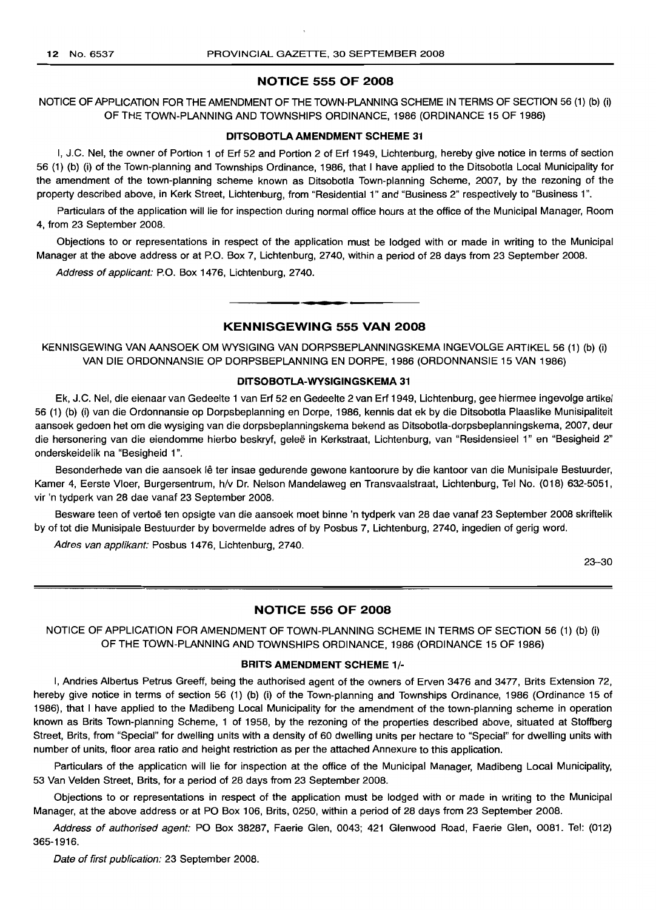## NOTICE 555 OF 2008

NOTICE OF APPLICATION FOR THE AMENDMENT OF THE TOWN-PLANNING SCHEME IN TERMS OF SECTION 56 (1) (b) (i) OF THE TOWN-PLANNING AND TOWNSHIPS ORDINANCE, 1986 (ORDINANCE 15 OF 1986)

### DITSOBOTLA AMENDMENT SCHEME 31

I, J.C. Nel, the owner of Portion 1 of Erf 52 and Portion 2 of Erf 1949, Lichtenburg, hereby give notice in terms of section 56 (1) (b) (i) of the Town-planning and Townships Ordinance, 1986, that I have applied to the Ditsobotla Local Municipality for the amendment of the town-planning scheme known as Ditsobotla Town-planning Scheme, 2007, by the rezoning of the property described above, in Kerk Street, Lichtenburg, from "Residential 1" and "Business 2" respectively to "Business 1".

Particulars of the application will lie for inspection during normal office hours at the office of the Municipal Manager, Room 4, from 23 September 2008.

Objections to or representations in respect of the application must be lodged with or made in writing to the Municipal Manager at the above address or at P.O. Box 7, Lichtenburg, 2740, within a period of 28 days from 23 September 2008.

*Address of applicant:* P.O. Box 1476, Lichtenburg, 2740.

---

## KENNISGEWING 555 VAN 2008

KENNISGEWING VAN AANSOEK OM WYSIGING VAN DORPSBEPLANNINGSKEMA INGEVOLGE ARTIKEL 56 (1) (b) (i) VAN DIE ORDONNANSIE OP DORPSBEPLANNING EN DORPE, 1986 (ORDONNANSIE 15 VAN 1986)

### DITSOBOTLA-WYSIGINGSKEMA 31

Ek, J.C. Nel, die eienaar van Gedeelte 1 van Erf 52 en Gedeelte 2 van Erf 1949, Lichtenburg, gee hiermee ingevolge artikel 56 (1) (b) (i) van die Ordonnansie op Dorpsbeplanning en Dorpe, 1986, kennis dat ek by die Ditsobotla Plaaslike Munisipaliteit aansoek gedoen het om die wysiging van die dorpsbeplanningskema bekend as Ditsobotla-dorpsbeplanningskema, 2007, deur die hersonering van die eiendomme hierbo beskryf, geleë in Kerkstraat, Lichtenburg, van "Residensieel 1" en "Besigheid 2" onderskeidelik na "Besigheid 1".

Besonderhede van die aansoek lê ter insae gedurende gewone kantoorure by die kantoor van die Munisipale Bestuurder, Kamer 4, Eerste Vloer, Burgersentrum, h/v Dr. Nelson Mandelaweg en Transvaalstraat, Lichtenburg, Tel No. (018) 632-5051, vir 'n tydperk van 28 dae vanaf 23 September 2008.

Besware teen of vertoë ten opsigte van die aansoek moet binne 'n tydperk van 28 dae vanaf 23 September 2008 skriftelik by of tot die Munisipale Bestuurder by bovermelde adres of by Posbus 7, Lichtenburg, 2740, ingedien of gerig word.

*Adres van applikant:* Posbus 1476, Lichtenburg, 2740.

23–30

---

## NOTICE 556 OF 2008

NOTICE OF APPLICATION FOR AMENDMENT OF TOWN-PLANNING SCHEME IN TERMS OF SECTION 56 (1) (b) (i) OF THE TOWN-PLANNING AND TOWNSHIPS ORDINANCE, 1986 (ORDINANCE 15 OF 1986)

### BRITS AMENDMENT SCHEME 1/-

I, Andries Albertus Petrus Greeff, being the authorised agent of the owners of Erven 3476 and 3477, Brits Extension 72, hereby give notice in terms of section 56 (1) (b) (i) of the Town-planning and Townships Ordinance, 1986 (Ordinance 15 of 1986), that I have applied to the Madibeng Local Municipality for the amendment of the town-planning scheme in operation known as Brits Town-planning Scheme, 1 of 1958, by the rezoning of the properties described above, situated at Stoffberg Street, Brits, from "Special" for dwelling units with a density of 60 dwelling units per hectare to "Special" for dwelling units with number of units, floor area ratio and height restriction as per the attached Annexure to this application.

Particulars of the application will lie for inspection at the office of the Municipal Manager, Madibeng Local Municipality, 53 Van Velden Street, Brits, for a period of 28 days from 23 September 2008.

Objections to or representations in respect of the application must be lodged with or made in writing to the Municipal Manager, at the above address or at PO Box 106, Brits, 0250, within a period of 28 days from 23 September 2008.

*Address of authorised agent:* PO Box 38287, Faerie Glen, 0043; 421 Glenwood Road, Faerie Glen, 0081. Tel: (012) 365-1916.

*Date of first publication:* 23 September 2008.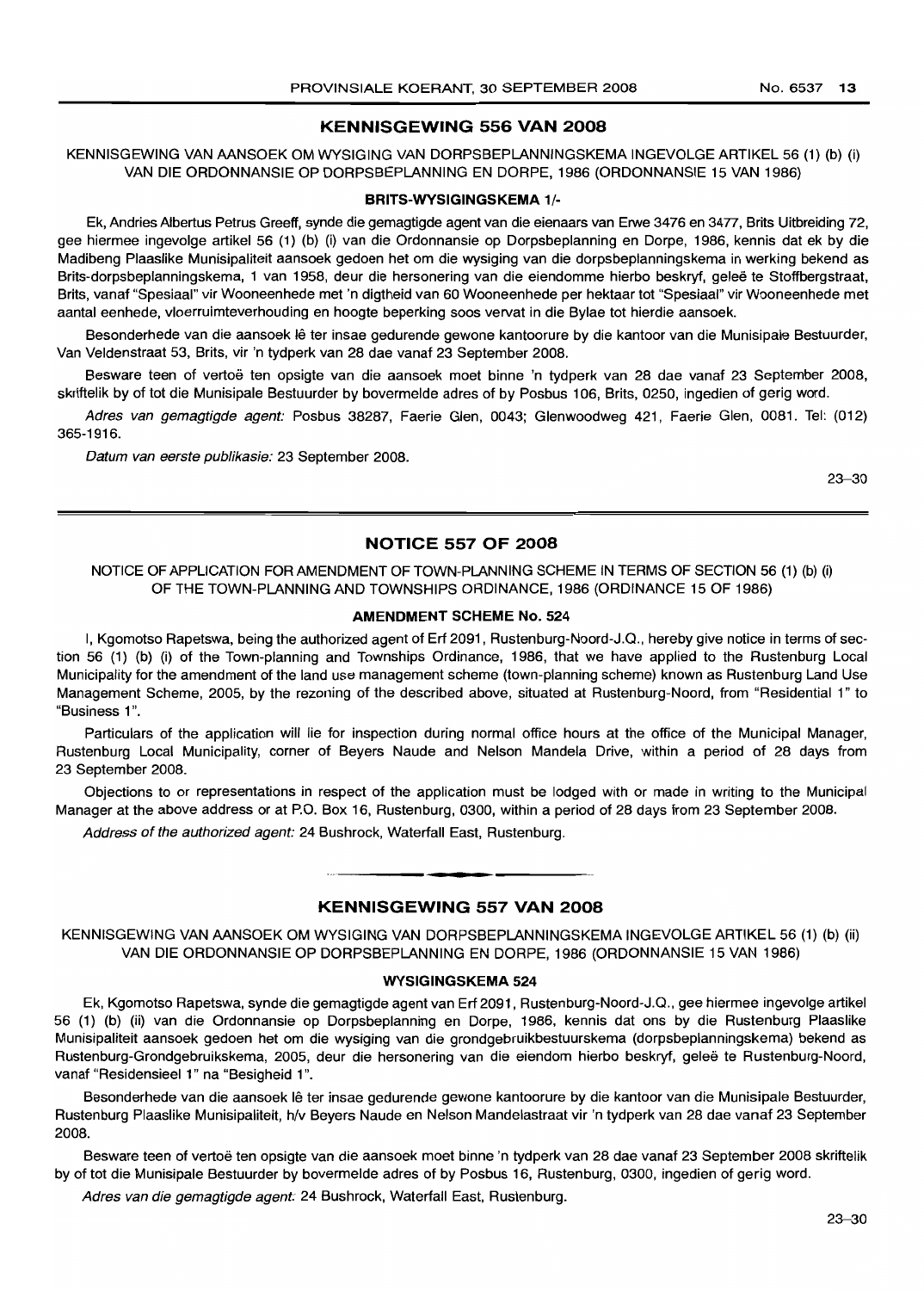## KENNISGEWING 556 VAN 2008

KENNISGEWING VAN AANSOEK OM WYSIGING VAN DORPSBEPLANNINGSKEMA INGEVOLGE ARTIKEL 56 (1) (b) (i) VAN DIE ORDONNANSIE OP DORPSBEPLANNING EN DORPE, 1986 (ORDONNANSIE 15 VAN 1986)

### BRITS-WYSIGINGSKEMA 1/-

Ek, Andries Albertus Petrus Greeff, synde die gemagtigde agent van die eienaars van Erwe 3476 en 3477, Brits Uitbreiding 72, gee hiermee ingevolge artikel 56 (1) (b) (i) van die Ordonnansie op Dorpsbeplanning en Dorpe, 1986, kennis dat ek by die Madibeng Plaaslike Munisipaliteit aansoek gedoen het om die wysiging van die dorpsbeplanningskema in werking bekend as Brits-dorpsbeplanningskema, 1 van 1958, deur die hersonering van die eiendomme hierbo beskryf, geleë te Stoffbergstraat, Brits, vanaf "Spesiaal" vir Wooneenhede met 'n digtheid van 60 Wooneenhede per hektaar tot "Spesiaal" vir Wooneenhede met aantal eenhede, vloerruimteverhouding en hoogte beperking soos vervat in die Bylae tot hierdie aansoek.

Besonderhede van die aansoek lê ter insae gedurende gewone kantoorure by die kantoor van die Munisipale Bestuurder, Van Veldenstraat 53, Brits, vir 'n tydperk van 28 dae vanaf 23 September 2008.

Besware teen of vertoë ten opsigte van die aansoek moet binne 'n tydperk van 28 dae vanaf 23 September 2008, skriftelik by of tot die Munisipale Bestuurder by bovermelde adres of by Posbus 106, Brits, 0250, ingedien of gerig word.

*Adres van gemagtigde agent:* Posbus 38287, Faerie Glen, 0043; Glenwoodweg 421, Faerie Glen, 0081. Tel: (012) 365-1916.

*Datum van eerste publikasie:* 23 September 2008.

23–30

## NOTICE 557 OF 2008

NOTICE OF APPLICATION FOR AMENDMENT OF TOWN-PLANNING SCHEME IN TERMS OF SECTION 56 (1) (b) (i) OF THE TOWN-PLANNING AND TOWNSHIPS ORDINANCE, 1986 (ORDINANCE 15 OF 1986)

### AMENDMENT SCHEME No. 524

I, Kgomotso Rapetswa, being the authorized agent of Erf 2091, Rustenburg-Noord-J.Q., hereby give notice in terms of section 56 (1) (b) (i) of the Town-planning and Townships Ordinance, 1986, that we have applied to the Rustenburg Local Municipality for the amendment of the land use management scheme (town-planning scheme) known as Rustenburg Land Use Management Scheme, 2005, by the rezoning of the described above, situated at Rustenburg-Noord, from "Residential 1" to "Business 1".

Particulars of the application will lie for inspection during normal office hours at the office of the Municipal Manager, Rustenburg Local Municipality, corner of Beyers Naude and Nelson Mandela Drive, within a period of 28 days from 23 September 2008.

Objections to or representations in respect of the application must be lodged with or made in writing to the Municipal Manager at the above address or at P.O. Box 16, Rustenburg, 0300, within a period of 28 days from 23 September 2008.

*Address of the authorized agent:* 24 Bushrock, Waterfall East, Rustenburg.

## KENNISGEWING 557 VAN 2008

KENNISGEWING VAN AANSOEK OM WYSIGING VAN DORPSBEPLANNINGSKEMA INGEVOLGE ARTIKEL 56 (1) (b) (ii) VAN DIE ORDONNANSIE OP DORPSBEPLANNING EN DORPE, 1986 (ORDONNANSIE 15 VAN 1986)

### WYSIGINGSKEMA 524

Ek, Kgomotso Rapetswa, synde die gemagtigde agent van Erf 2091, Rustenburg-Noord-J.Q., gee hiermee ingevolge artikel 56 (1) (b) (ii) van die Ordonnansie op Dorpsbeplanning en Dorpe, 1986, kennis dat ons by die Rustenburg Plaaslike Munisipaliteit aansoek gedoen het om die wysiging van die grondgebruikbestuurskema (dorpsbeplanningskema) bekend as Rustenburg-Grondgebruikskema, 2005, deur die hersonering van die eiendom hierbo beskryf, geleë te Rustenburg-Noord, vanaf "Residensieel 1" na "Besigheid 1".

Besonderhede van die aansoek lê ter insae gedurende gewone kantoorure by die kantoor van die Munisipale Bestuurder, Rustenburg Plaaslike Munisipaliteit, h/v Beyers Naude en Nelson Mandelastraat vir 'n tydperk van 28 dae vanaf 23 September 2008.

Besware teen of vertoë ten opsigte van die aansoek moet binne 'n tydperk van 28 dae vanaf 23 September 2008 skriftelik by of tot die Munisipale Bestuurder by bovermelde adres of by Posbus 16, Rustenburg, 0300, ingedien of gerig word.

*Adres van die gemagtigde agent:* 24 Bushrock, Waterfall East, Rustenburg.

23–30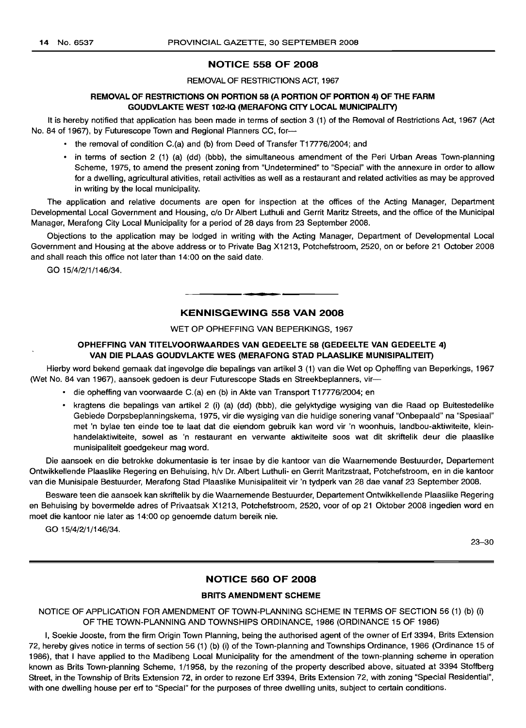## NOTICE 558 OF 2008

REMOVAL OF RESTRICTIONS ACT, 1967

### REMOVAL OF RESTRICTIONS ON PORTION 58 (A PORTION OF PORTION 4) OF THE FARM GOUDVLAKTE WEST 102-IQ (MERAFONG CITY LOCAL MUNICIPALITY)

It is hereby notified that application has been made in terms of section 3 (1) of the Removal of Restrictions Act, 1967 (Act No. 84 of 1967), by Futurescope Town and Regional Planners CC, for—

- the removal of condition C.(a) and (b) from Deed of Transfer T17776/2004; and
- in terms of section 2 (1) (a) (dd) (bbb), the simultaneous amendment of the Peri Urban Areas Town-planning Scheme, 1975, to amend the present zoning from "Undetermined" to "Special" with the annexure in order to allow for a dwelling, agricultural ativities, retail activities as well as a restaurant and related activities as may be approved in writing by the local municipality.

The application and relative documents are open for inspection at the offices of the Acting Manager, Department Developmental Local Government and Housing, c/o Dr Albert Luthuli and Gerrit Maritz Streets, and the office of the Municipal Manager, Merafong City Local Municipality for a period of 28 days from 23 September 2008.

Objections to the application may be lodged in writing with the Acting Manager, Department of Developmental Local Government and Housing at the above address or to Private Bag X1213, Potchefstroom, 2520, on or before 21 October 2008 and shall reach this office not later than 14:00 on the said date.

GO 15/4/2/1/146/34.

---

## KENNISGEWING 558 VAN 2008

WET OP OPHEFFING VAN BEPERKINGS, 1967

### OPHEFFING VAN TITELVOORWAARDES VAN GEDEELTE 58 (GEDEELTE VAN GEDEELTE 4) VAN DIE PLAAS GOUDVLAKTE WES (MERAFONG STAD PLAASLIKE MUNISIPALITEIT)

Hierby word bekend gemaak dat ingevolge die bepalings van artikel 3 (1) van die Wet op Opheffing van Beperkings, 1967 (Wet No. 84 van 1967), aansoek gedoen is deur Futurescope Stads en Streekbeplanners, vir—

- die opheffing van voorwaarde C.(a) en (b) in Akte van Transport T17776/2004; en
- kragtens die bepalings van artikel 2 (i) (a) (dd) (bbb), die gelyktydige wysiging van die Raad op Buitestedelike Gebiede Dorpsbeplanningskema, 1975, vir die wysiging van die huidige sonering vanaf "Onbepaald" na "Spesiaal" met 'n bylae ten einde toe te laat dat die eiendom gebruik kan word vir 'n woonhuis, landbou-aktiwiteite, kleinhandelaktiwiteite, sowel as 'n restaurant en verwante aktiwiteite soos wat dit skriftelik deur die plaaslike munisipaliteit goedgekeur mag word.

Die aansoek en die betrokke dokumentasie is ter insae by die kantoor van die Waarnemende Bestuurder, Departement Ontwikkellende Plaaslike Regering en Behuising, h/v Dr. Albert Luthuli- en Gerrit Maritzstraat, Potchefstroom, en in die kantoor van die Munisipale Bestuurder, Merafong Stad Plaaslike Munisipaliteit vir 'n tydperk van 28 dae vanaf 23 September 2008.

Besware teen die aansoek kan skriftelik by die Waarnemende Bestuurder, Departement Ontwikkellende Plaaslike Regering en Behuising by bovermelde adres of Privaatsak X1213, Potchefstroom, 2520, voor of op 21 Oktober 2008 ingedien word en moet die kantoor nie later as 14:00 op genoemde datum bereik nie.

GO 15/4/2/1/146/34.

23–30

---

## NOTICE 560 OF 2008

### BRITS AMENDMENT SCHEME

NOTICE OF APPLICATION FOR AMENDMENT OF TOWN-PLANNING SCHEME IN TERMS OF SECTION 56 (1) (b) (i) OF THE TOWN-PLANNING AND TOWNSHIPS ORDINANCE, 1986 (ORDINANCE 15 OF 1986)

I, Soekie Jooste, from the firm Origin Town Planning, being the authorised agent of the owner of Erf 3394, Brits Extension 72, hereby gives notice in terms of section 56 (1) (b) (i) of the Town-planning and Townships Ordinance, 1986 (Ordinance 15 of 1986), that I have applied to the Madibeng Local Municipality for the amendment of the town-planning scheme in operation known as Brits Town-planning Scheme, 1/1958, by the rezoning of the property described above, situated at 3394 Stoffberg Street, in the Township of Brits Extension 72, in order to rezone Erf 3394, Brits Extension 72, with zoning "Special Residential", with one dwelling house per erf to "Special" for the purposes of three dwelling units, subject to certain conditions.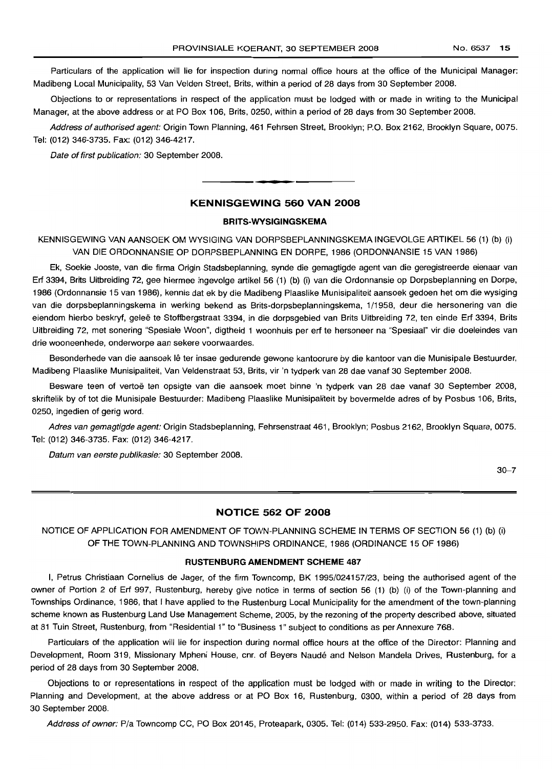Particulars of the application will lie for inspection during normal office hours at the office of the Municipal Manager: Madibeng Local Municipality, 53 Van Velden Street, Brits, within a period of 28 days from 30 September 2008.

Objections to or representations in respect of the application must be lodged with or made in writing to the Municipal Manager, at the above address or at PO Box 106, Brits, 0250, within a period of 28 days from 30 September 2008.

*Address of authorised agent:* Origin Town Planning, 461 Fehrsen Street, Brooklyn; P.O. Box 2162, Brooklyn Square, 0075. Tel: (012) 346-3735. Fax: (012) 346-4217.

*Date of first publication:* 30 September 2008.

---

## KENNISGEWING 560 VAN 2008

### BRITS-WYSIGINGSKEMA

KENNISGEWING VAN AANSOEK OM WYSIGING VAN DORPSBEPLANNINGSKEMA INGEVOLGE ARTIKEL 56 (1) (b) (i) VAN DIE ORDONNANSIE OP DORPSBEPLANNING EN DORPE, 1986 (ORDONNANSIE 15 VAN 1986)

Ek, Soekie Jooste, van die firma Origin Stadsbeplanning, synde die gemagtigde agent van die geregistreerde eienaar van Erf 3394, Brits Uitbreiding 72, gee hiermee ingevolge artikel 56 (1) (b) (i) van die Ordonnansie op Dorpsbeplanning en Dorpe, 1986 (Ordonnansie 15 van 1986), kennis dat ek by die Madibeng Plaaslike Munisipaliteit aansoek gedoen het om die wysiging van die dorpsbeplanningskema in werking bekend as Brits-dorpsbeplanningskema, 1/1958, deur die hersonering van die eiendom hierbo beskryf, geleë te Stoffbergstraat 3394, in die dorpsgebied van Brits Uitbreiding 72, ten einde Erf 3394, Brits Uitbreiding 72, met sonering "Spesiale Woon", digtheid 1 woonhuis per erf te hersoneer na "Spesiaal" vir die doeleindes van drie wooneenhede, onderworpe aan sekere voorwaardes.

Besonderhede van die aansoek lê ter insae gedurende gewone kantoorure by die kantoor van die Munisipale Bestuurder, Madibeng Plaaslike Munisipaliteit, Van Veldenstraat 53, Brits, vir 'n tydperk van 28 dae vanaf 30 September 2008.

Besware teen of vertoë ten opsigte van die aansoek moet binne 'n tydperk van 28 dae vanaf 30 September 2008, skriftelik by of tot die Munisipale Bestuurder: Madibeng Plaaslike Munisipaliteit by bovermelde adres of by Posbus 106, Brits, 0250, ingedien of gerig word.

*Adres van gemagtigde agent:* Origin Stadsbeplanning, Fehrsenstraat 461, Brooklyn; Posbus 2162, Brooklyn Square, 0075. Tel: (012) 346-3735. Fax: (012) 346-4217.

*Datum van eerste publikasie:* 30 September 2008.

30–7

---

## NOTICE 562 OF 2008

NOTICE OF APPLICATION FOR AMENDMENT OF TOWN-PLANNING SCHEME IN TERMS OF SECTION 56 (1) (b) (i) OF THE TOWN-PLANNING AND TOWNSHIPS ORDINANCE, 1986 (ORDINANCE 15 OF 1986)

### RUSTENBURG AMENDMENT SCHEME 487

I, Petrus Christiaan Cornelius de Jager, of the firm Towncomp, BK 1995/024157/23, being the authorised agent of the owner of Portion 2 of Erf 997, Rustenburg, hereby give notice in terms of section 56 (1) (b) (i) of the Town-planning and Townships Ordinance, 1986, that I have applied to the Rustenburg Local Municipality for the amendment of the town-planning scheme known as Rustenburg Land Use Management Scheme, 2005, by the rezoning of the property described above, situated at 81 Tuin Street, Rustenburg, from "Residential 1" to "Business 1" subject to conditions as per Annexure 768.

Particulars of the application will lie for inspection during normal office hours at the office of the Director: Planning and Development, Room 319, Missionary Mpheni House, cnr. of Beyers Naudé and Nelson Mandela Drives, Rustenburg, for a period of 28 days from 30 September 2008.

Objections to or representations in respect of the application must be lodged with or made in writing to the Director: Planning and Development, at the above address or at PO Box 16, Rustenburg, 0300, within a period of 28 days from 30 September 2008.

*Address of owner:* P/a Towncomp CC, PO Box 20145, Proteapark, 0305. Tel: (014) 533-2950. Fax: (014) 533-3733.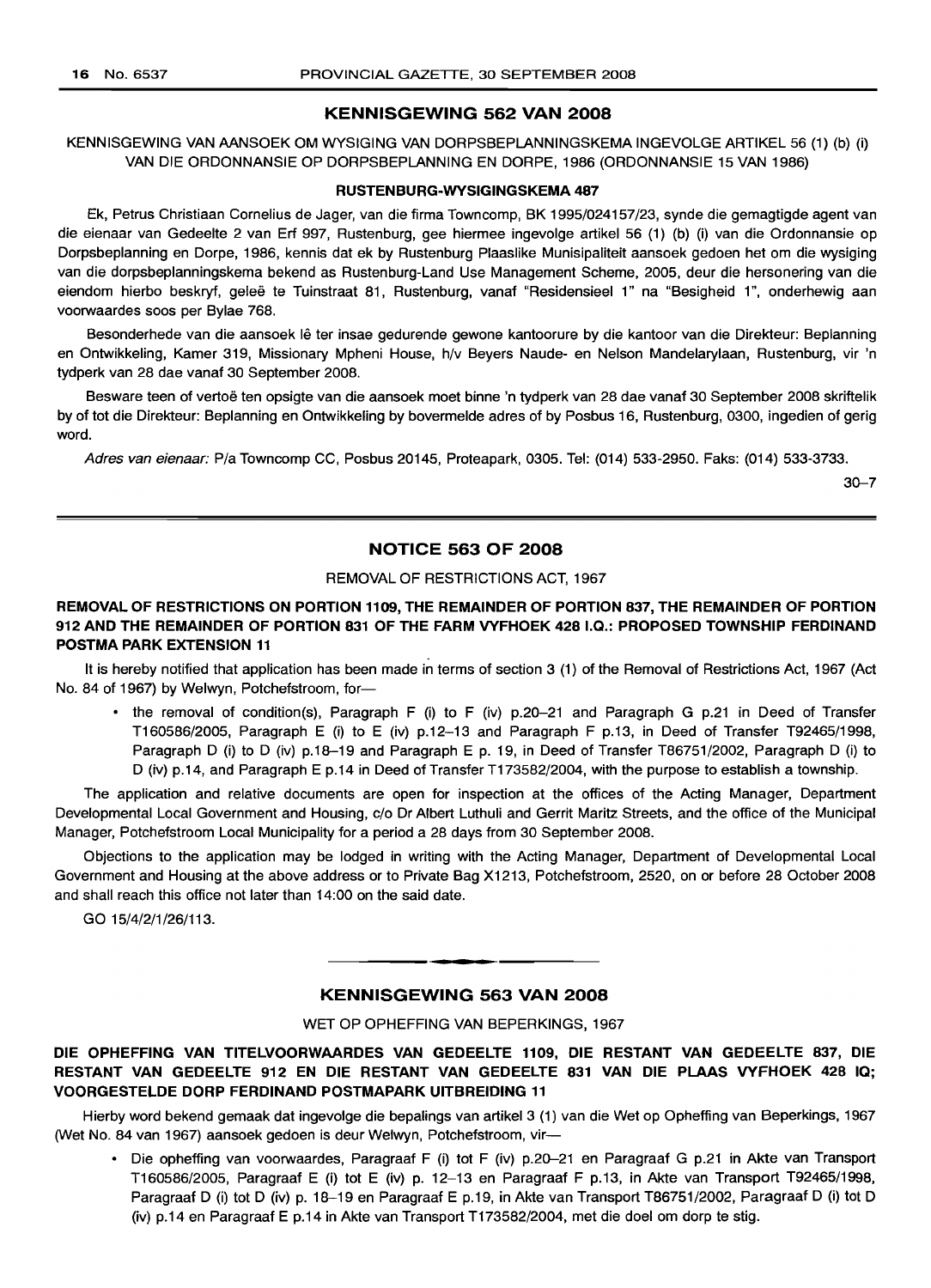## KENNISGEWING 562 VAN 2008

KENNISGEWING VAN AANSOEK OM WYSIGING VAN DORPSBEPLANNINGSKEMA INGEVOLGE ARTIKEL 56 (1) (b) (i) VAN DIE ORDONNANSIE OP DORPSBEPLANNING EN DORPE, 1986 (ORDONNANSIE 15 VAN 1986)

**RUSTENBURG-WYSIGINGSKEMA 487**

Ek, Petrus Christiaan Cornelius de Jager, van die firma Towncomp, BK 1995/024157/23, synde die gemagtigde agent van die eienaar van Gedeelte 2 van Erf 997, Rustenburg, gee hiermee ingevolge artikel 56 (1) (b) (i) van die Ordonnansie op Dorpsbeplanning en Dorpe, 1986, kennis dat ek by Rustenburg Plaaslike Munisipaliteit aansoek gedoen het om die wysiging van die dorpsbeplanningskema bekend as Rustenburg-Land Use Management Scheme, 2005, deur die hersonering van die eiendom hierbo beskryf, geleë te Tuinstraat 81, Rustenburg, vanaf "Residensieel 1" na "Besigheid 1", onderhewig aan voorwaardes soos per Bylae 768.

Besonderhede van die aansoek lê ter insae gedurende gewone kantoorure by die kantoor van die Direkteur: Beplanning en Ontwikkeling, Kamer 319, Missionary Mpheni House, h/v Beyers Naude- en Nelson Mandelarylaan, Rustenburg, vir 'n tydperk van 28 dae vanaf 30 September 2008.

Besware teen of vertoë ten opsigte van die aansoek moet binne 'n tydperk van 28 dae vanaf 30 September 2008 skriftelik by of tot die Direkteur: Beplanning en Ontwikkeling by bovermelde adres of by Posbus 16, Rustenburg, 0300, ingedien of gerig word.

*Adres van eienaar:* P/a Towncomp CC, Posbus 20145, Proteapark, 0305. Tel: (014) 533-2950. Faks: (014) 533-3733.

30–7

## NOTICE 563 OF 2008

REMOVAL OF RESTRICTIONS ACT, 1967

**REMOVAL OF RESTRICTIONS ON PORTION 1109, THE REMAINDER OF PORTION 837, THE REMAINDER OF PORTION 912 AND THE REMAINDER OF PORTION 831 OF THE FARM VYFHOEK 428 I.Q.: PROPOSED TOWNSHIP FERDINAND POSTMA PARK EXTENSION 11**

It is hereby notified that application has been made in terms of section 3 (1) of the Removal of Restrictions Act, 1967 (Act No. 84 of 1967) by Welwyn, Potchefstroom, for—

- the removal of condition(s), Paragraph F (i) to F (iv) p.20–21 and Paragraph G p.21 in Deed of Transfer T160586/2005, Paragraph E (i) to E (iv) p.12–13 and Paragraph F p.13, in Deed of Transfer T92465/1998, Paragraph D (i) to D (iv) p.18–19 and Paragraph E p. 19, in Deed of Transfer T86751/2002, Paragraph D (i) to D (iv) p.14, and Paragraph E p.14 in Deed of Transfer T173582/2004, with the purpose to establish a township.

The application and relative documents are open for inspection at the offices of the Acting Manager, Department Developmental Local Government and Housing, c/o Dr Albert Luthuli and Gerrit Maritz Streets, and the office of the Municipal Manager, Potchefstroom Local Municipality for a period a 28 days from 30 September 2008.

Objections to the application may be lodged in writing with the Acting Manager, Department of Developmental Local Government and Housing at the above address or to Private Bag X1213, Potchefstroom, 2520, on or before 28 October 2008 and shall reach this office not later than 14:00 on the said date.

GO 15/4/2/1/26/113.

## KENNISGEWING 563 VAN 2008

WET OP OPHEFFING VAN BEPERKINGS, 1967

**DIE OPHEFFING VAN TITELVOORWAARDES VAN GEDEELTE 1109, DIE RESTANT VAN GEDEELTE 837, DIE RESTANT VAN GEDEELTE 912 EN DIE RESTANT VAN GEDEELTE 831 VAN DIE PLAAS VYFHOEK 428 IQ; VOORGESTELDE DORP FERDINAND POSTMAPARK UITBREIDING 11**

Hierby word bekend gemaak dat ingevolge die bepalings van artikel 3 (1) van die Wet op Opheffing van Beperkings, 1967 (Wet No. 84 van 1967) aansoek gedoen is deur Welwyn, Potchefstroom, vir—

- Die opheffing van voorwaardes, Paragraaf F (i) tot F (iv) p.20–21 en Paragraaf G p.21 in Akte van Transport T160586/2005, Paragraaf E (i) tot E (iv) p. 12–13 en Paragraaf F p.13, in Akte van Transport T92465/1998, Paragraaf D (i) tot D (iv) p. 18–19 en Paragraaf E p.19, in Akte van Transport T86751/2002, Paragraaf D (i) tot D (iv) p.14 en Paragraaf E p.14 in Akte van Transport T173582/2004, met die doel om dorp te stig.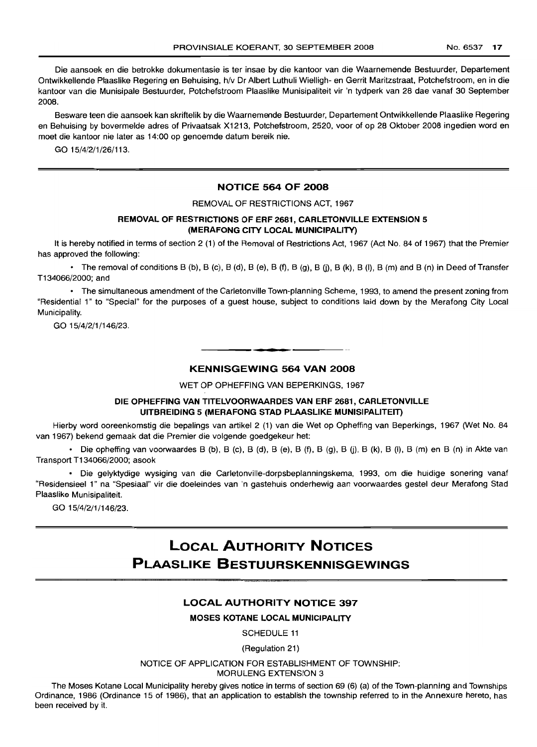Die aansoek en die betrokke dokumentasie is ter insae by die kantoor van die Waarnemende Bestuurder, Departement Ontwikkellende Plaaslike Regering en Behuising, h/v Dr Albert Luthuli Wielligh- en Gerrit Maritzstraat, Potchefstroom, en in die kantoor van die Munisipale Bestuurder, Potchefstroom Plaaslike Munisipaliteit vir 'n tydperk van 28 dae vanaf 30 September 2008.

Besware teen die aansoek kan skriftelik by die Waarnemende Bestuurder, Departement Ontwikkellende Plaaslike Regering en Behuising by bovermelde adres of Privaatsak X1213, Potchefstroom, 2520, voor of op 28 Oktober 2008 ingedien word en moet die kantoor nie later as 14:00 op genoemde datum bereik nie.

GO 15/4/2/1/26/113.

---

## NOTICE 564 OF 2008

REMOVAL OF RESTRICTIONS ACT, 1967

**REMOVAL OF RESTRICTIONS OF ERF 2681, CARLETONVILLE EXTENSION 5 (MERAFONG CITY LOCAL MUNICIPALITY)**

It is hereby notified in terms of section 2 (1) of the Removal of Restrictions Act, 1967 (Act No. 84 of 1967) that the Premier has approved the following:

- The removal of conditions B (b), B (c), B (d), B (e), B (f), B (g), B (j), B (k), B (l), B (m) and B (n) in Deed of Transfer T134066/2000; and
- The simultaneous amendment of the Carletonville Town-planning Scheme, 1993, to amend the present zoning from "Residential 1" to "Special" for the purposes of a guest house, subject to conditions laid down by the Merafong City Local Municipality.

GO 15/4/2/1/146/23.

---

## KENNISGEWING 564 VAN 2008

WET OP OPHEFFING VAN BEPERKINGS, 1967

**DIE OPHEFFING VAN TITELVOORWAARDES VAN ERF 2681, CARLETONVILLE UITBREIDING 5 (MERAFONG STAD PLAASLIKE MUNISIPALITEIT)**

Hierby word ooreenkomstig die bepalings van artikel 2 (1) van die Wet op Opheffing van Beperkings, 1967 (Wet No. 84 van 1967) bekend gemaak dat die Premier die volgende goedgekeur het:

- Die opheffing van voorwaardes B (b), B (c), B (d), B (e), B (f), B (g), B (j), B (k), B (l), B (m) en B (n) in Akte van Transport T134066/2000; asook
- Die gelyktydige wysiging van die Carletonville-dorpsbeplanningskema, 1993, om die huidige sonering vanaf "Residensieel 1" na "Spesiaal" vir die doeleindes van 'n gastehuis onderhewig aan voorwaardes gestel deur Merafong Stad Plaaslike Munisipaliteit.

GO 15/4/2/1/146/23.

---

# LOCAL AUTHORITY NOTICES
# PLAASLIKE BESTUURSKENNISGEWINGS

## LOCAL AUTHORITY NOTICE 397

**MOSES KOTANE LOCAL MUNICIPALITY**

SCHEDULE 11

(Regulation 21)

NOTICE OF APPLICATION FOR ESTABLISHMENT OF TOWNSHIP:
MORULENG EXTENSION 3

The Moses Kotane Local Municipality hereby gives notice in terms of section 69 (6) (a) of the Town-planning and Townships Ordinance, 1986 (Ordinance 15 of 1986), that an application to establish the township referred to in the Annexure hereto, has been received by it.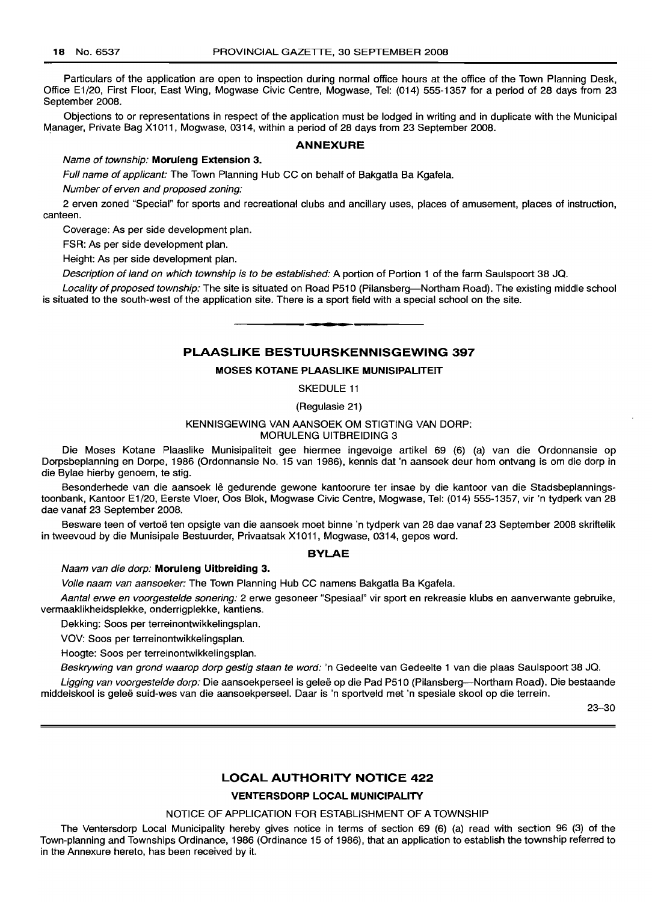Particulars of the application are open to inspection during normal office hours at the office of the Town Planning Desk, Office E1/20, First Floor, East Wing, Mogwase Civic Centre, Mogwase, Tel: (014) 555-1357 for a period of 28 days from 23 September 2008.

Objections to or representations in respect of the application must be lodged in writing and in duplicate with the Municipal Manager, Private Bag X1011, Mogwase, 0314, within a period of 28 days from 23 September 2008.

### ANNEXURE

*Name of township:* **Moruleng Extension 3.**

*Full name of applicant:* The Town Planning Hub CC on behalf of Bakgatla Ba Kgafela.

*Number of erven and proposed zoning:*

2 erven zoned "Special" for sports and recreational clubs and ancillary uses, places of amusement, places of instruction, canteen.

Coverage: As per side development plan.

FSR: As per side development plan.

Height: As per side development plan.

*Description of land on which township is to be established:* A portion of Portion 1 of the farm Saulspoort 38 JQ.

*Locality of proposed township:* The site is situated on Road P510 (Pilansberg—Northam Road). The existing middle school is situated to the south-west of the application site. There is a sport field with a special school on the site.

---

## PLAASLIKE BESTUURSKENNISGEWING 397

### MOSES KOTANE PLAASLIKE MUNISIPALITEIT

SKEDULE 11

(Regulasie 21)

KENNISGEWING VAN AANSOEK OM STIGTING VAN DORP: MORULENG UITBREIDING 3

Die Moses Kotane Plaaslike Munisipaliteit gee hiermee ingevolge artikel 69 (6) (a) van die Ordonnansie op Dorpsbeplanning en Dorpe, 1986 (Ordonnansie No. 15 van 1986), kennis dat 'n aansoek deur hom ontvang is om die dorp in die Bylae hierby genoem, te stig.

Besonderhede van die aansoek lê gedurende gewone kantoorure ter insae by die kantoor van die Stadsbeplanningstoonbank, Kantoor E1/20, Eerste Vloer, Oos Blok, Mogwase Civic Centre, Mogwase, Tel: (014) 555-1357, vir 'n tydperk van 28 dae vanaf 23 September 2008.

Besware teen of vertoë ten opsigte van die aansoek moet binne 'n tydperk van 28 dae vanaf 23 September 2008 skriftelik in tweevoud by die Munisipale Bestuurder, Privaatsak X1011, Mogwase, 0314, gepos word.

### BYLAE

*Naam van die dorp:* **Moruleng Uitbreiding 3.**

*Volle naam van aansoeker:* The Town Planning Hub CC namens Bakgatla Ba Kgafela.

*Aantal erwe en voorgestelde sonering:* 2 erwe gesoneer "Spesiaal" vir sport en rekreasie klubs en aanverwante gebruike, vermaaklikheidsplekke, onderrigplekke, kantiens.

Dekking: Soos per terreinontwikkelingsplan.

VOV: Soos per terreinontwikkelingsplan.

Hoogte: Soos per terreinontwikkelingsplan.

*Beskrywing van grond waarop dorp gestig staan te word:* 'n Gedeelte van Gedeelte 1 van die plaas Saulspoort 38 JQ.

*Ligging van voorgestelde dorp:* Die aansoekperseel is geleë op die Pad P510 (Pilansberg—Northam Road). Die bestaande middelskool is geleë suid-wes van die aansoekperseel. Daar is 'n sportveld met 'n spesiale skool op die terrein.

23–30

---

## LOCAL AUTHORITY NOTICE 422

### VENTERSDORP LOCAL MUNICIPALITY

NOTICE OF APPLICATION FOR ESTABLISHMENT OF A TOWNSHIP

The Ventersdorp Local Municipality hereby gives notice in terms of section 69 (6) (a) read with section 96 (3) of the Town-planning and Townships Ordinance, 1986 (Ordinance 15 of 1986), that an application to establish the township referred to in the Annexure hereto, has been received by it.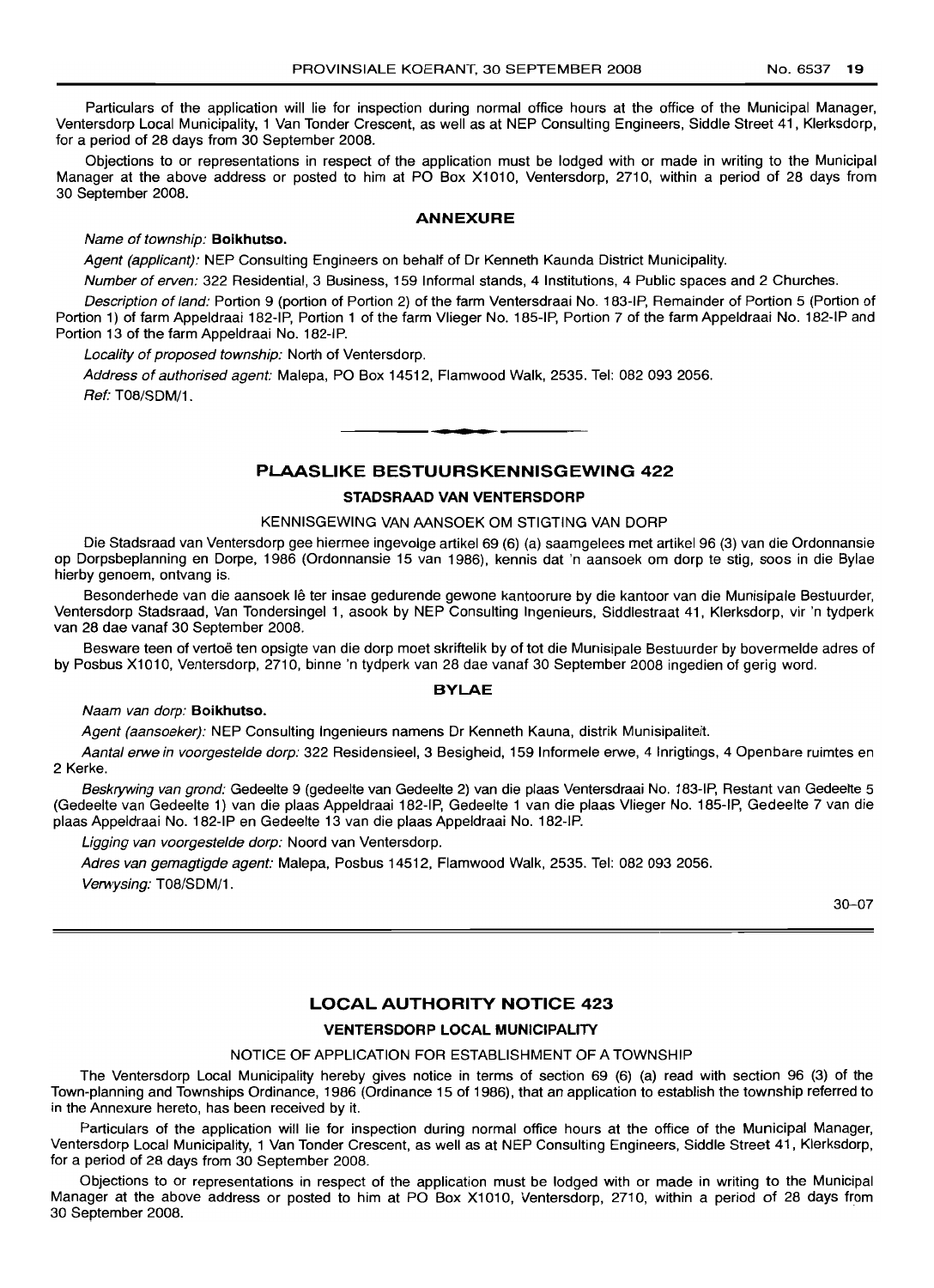Particulars of the application will lie for inspection during normal office hours at the office of the Municipal Manager, Ventersdorp Local Municipality, 1 Van Tonder Crescent, as well as at NEP Consulting Engineers, Siddle Street 41, Klerksdorp, for a period of 28 days from 30 September 2008.

Objections to or representations in respect of the application must be lodged with or made in writing to the Municipal Manager at the above address or posted to him at PO Box X1010, Ventersdorp, 2710, within a period of 28 days from 30 September 2008.

### ANNEXURE

*Name of township:* **Boikhutso.**

*Agent (applicant):* NEP Consulting Engineers on behalf of Dr Kenneth Kaunda District Municipality.

*Number of erven:* 322 Residential, 3 Business, 159 Informal stands, 4 Institutions, 4 Public spaces and 2 Churches.

*Description of land:* Portion 9 (portion of Portion 2) of the farm Ventersdraai No. 183-IP, Remainder of Portion 5 (Portion of Portion 1) of farm Appeldraai 182-IP, Portion 1 of the farm Vlieger No. 185-IP, Portion 7 of the farm Appeldraai No. 182-IP and Portion 13 of the farm Appeldraai No. 182-IP.

*Locality of proposed township:* North of Ventersdorp.

*Address of authorised agent:* Malepa, PO Box 14512, Flamwood Walk, 2535. Tel: 082 093 2056.

*Ref:* T08/SDM/1.

---

## PLAASLIKE BESTUURSKENNISGEWING 422

### STADSRAAD VAN VENTERSDORP

KENNISGEWING VAN AANSOEK OM STIGTING VAN DORP

Die Stadsraad van Ventersdorp gee hiermee ingevolge artikel 69 (6) (a) saamgelees met artikel 96 (3) van die Ordonnansie op Dorpsbeplanning en Dorpe, 1986 (Ordonnansie 15 van 1986), kennis dat 'n aansoek om dorp te stig, soos in die Bylae hierby genoem, ontvang is.

Besonderhede van die aansoek lê ter insae gedurende gewone kantoorure by die kantoor van die Munisipale Bestuurder, Ventersdorp Stadsraad, Van Tondersingel 1, asook by NEP Consulting Ingenieurs, Siddlestraat 41, Klerksdorp, vir 'n tydperk van 28 dae vanaf 30 September 2008.

Besware teen of vertoë ten opsigte van die dorp moet skriftelik by of tot die Munisipale Bestuurder by bovermelde adres of by Posbus X1010, Ventersdorp, 2710, binne 'n tydperk van 28 dae vanaf 30 September 2008 ingedien of gerig word.

### BYLAE

*Naam van dorp:* **Boikhutso.**

*Agent (aansoeker):* NEP Consulting Ingenieurs namens Dr Kenneth Kauna, distrik Munisipaliteit.

*Aantal erwe in voorgestelde dorp:* 322 Residensieel, 3 Besigheid, 159 Informele erwe, 4 Inrigtings, 4 Openbare ruimtes en 2 Kerke.

*Beskrywing van grond:* Gedeelte 9 (gedeelte van Gedeelte 2) van die plaas Ventersdraai No. 183-IP, Restant van Gedeelte 5 (Gedeelte van Gedeelte 1) van die plaas Appeldraai 182-IP, Gedeelte 1 van die plaas Vlieger No. 185-IP, Gedeelte 7 van die plaas Appeldraai No. 182-IP en Gedeelte 13 van die plaas Appeldraai No. 182-IP.

*Ligging van voorgestelde dorp:* Noord van Ventersdorp.

*Adres van gemagtigde agent:* Malepa, Posbus 14512, Flamwood Walk, 2535. Tel: 082 093 2056.

*Verwysing:* T08/SDM/1.

30–07

---

## LOCAL AUTHORITY NOTICE 423

### VENTERSDORP LOCAL MUNICIPALITY

NOTICE OF APPLICATION FOR ESTABLISHMENT OF A TOWNSHIP

The Ventersdorp Local Municipality hereby gives notice in terms of section 69 (6) (a) read with section 96 (3) of the Town-planning and Townships Ordinance, 1986 (Ordinance 15 of 1986), that an application to establish the township referred to in the Annexure hereto, has been received by it.

Particulars of the application will lie for inspection during normal office hours at the office of the Municipal Manager, Ventersdorp Local Municipality, 1 Van Tonder Crescent, as well as at NEP Consulting Engineers, Siddle Street 41, Klerksdorp, for a period of 28 days from 30 September 2008.

Objections to or representations in respect of the application must be lodged with or made in writing to the Municipal Manager at the above address or posted to him at PO Box X1010, Ventersdorp, 2710, within a period of 28 days from 30 September 2008.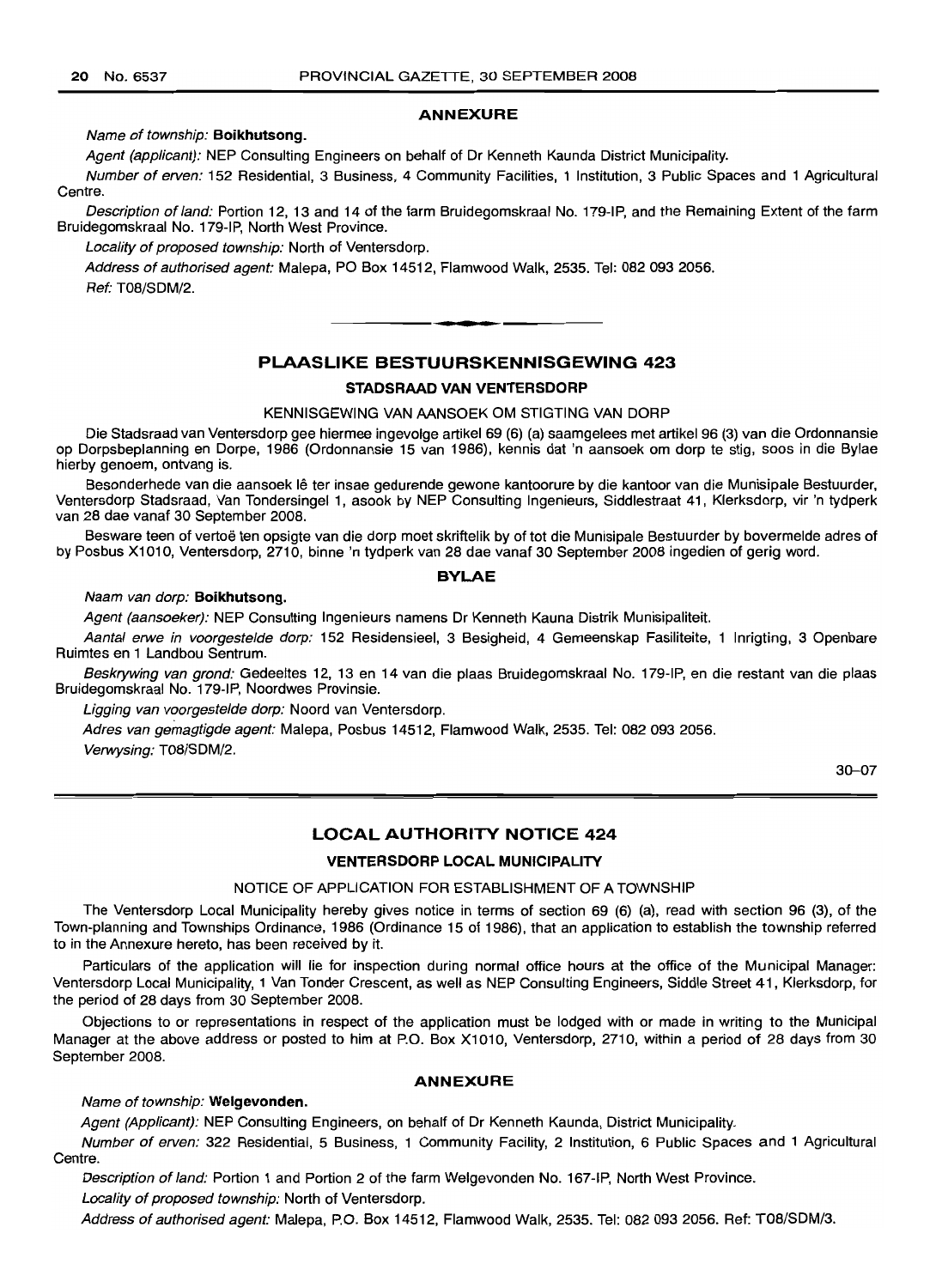## ANNEXURE

*Name of township:* **Boikhutsong.**

*Agent (applicant):* NEP Consulting Engineers on behalf of Dr Kenneth Kaunda District Municipality.

*Number of erven:* 152 Residential, 3 Business, 4 Community Facilities, 1 Institution, 3 Public Spaces and 1 Agricultural Centre.

*Description of land:* Portion 12, 13 and 14 of the farm Bruidegomskraal No. 179-IP, and the Remaining Extent of the farm Bruidegomskraal No. 179-IP, North West Province.

*Locality of proposed township:* North of Ventersdorp.

*Address of authorised agent:* Malepa, PO Box 14512, Flamwood Walk, 2535. Tel: 082 093 2056.

*Ref:* T08/SDM/2.

---

## PLAASLIKE BESTUURSKENNISGEWING 423

### STADSRAAD VAN VENTERSDORP

KENNISGEWING VAN AANSOEK OM STIGTING VAN DORP

Die Stadsraad van Ventersdorp gee hiermee ingevolge artikel 69 (6) (a) saamgelees met artikel 96 (3) van die Ordonnansie op Dorpsbeplanning en Dorpe, 1986 (Ordonnansie 15 van 1986), kennis dat 'n aansoek om dorp te stig, soos in die Bylae hierby genoem, ontvang is.

Besonderhede van die aansoek lê ter insae gedurende gewone kantoorure by die kantoor van die Munisipale Bestuurder, Ventersdorp Stadsraad, Van Tondersingel 1, asook by NEP Consulting Ingenieurs, Siddlestraat 41, Klerksdorp, vir 'n tydperk van 28 dae vanaf 30 September 2008.

Besware teen of vertoë ten opsigte van die dorp moet skriftelik by of tot die Munisipale Bestuurder by bovermelde adres of by Posbus X1010, Ventersdorp, 2710, binne 'n tydperk van 28 dae vanaf 30 September 2008 ingedien of gerig word.

## BYLAE

*Naam van dorp:* **Boikhutsong.**

*Agent (aansoeker):* NEP Consulting Ingenieurs namens Dr Kenneth Kauna Distrik Munisipaliteit.

*Aantal erwe in voorgestelde dorp:* 152 Residensieel, 3 Besigheid, 4 Gemeenskap Fasiliteite, 1 Inrigting, 3 Openbare Ruimtes en 1 Landbou Sentrum.

*Beskrywing van grond:* Gedeeltes 12, 13 en 14 van die plaas Bruidegomskraal No. 179-IP, en die restant van die plaas Bruidegomskraal No. 179-IP, Noordwes Provinsie.

*Ligging van voorgestelde dorp:* Noord van Ventersdorp.

*Adres van gemagtigde agent:* Malepa, Posbus 14512, Flamwood Walk, 2535. Tel: 082 093 2056.

*Verwysing:* T08/SDM/2.

30–07

---

## LOCAL AUTHORITY NOTICE 424

### VENTERSDORP LOCAL MUNICIPALITY

NOTICE OF APPLICATION FOR ESTABLISHMENT OF A TOWNSHIP

The Ventersdorp Local Municipality hereby gives notice in terms of section 69 (6) (a), read with section 96 (3), of the Town-planning and Townships Ordinance, 1986 (Ordinance 15 of 1986), that an application to establish the township referred to in the Annexure hereto, has been received by it.

Particulars of the application will lie for inspection during normal office hours at the office of the Municipal Manager: Ventersdorp Local Municipality, 1 Van Tonder Crescent, as well as NEP Consulting Engineers, Siddle Street 41, Klerksdorp, for the period of 28 days from 30 September 2008.

Objections to or representations in respect of the application must be lodged with or made in writing to the Municipal Manager at the above address or posted to him at P.O. Box X1010, Ventersdorp, 2710, within a period of 28 days from 30 September 2008.

## ANNEXURE

*Name of township:* **Welgevonden.**

*Agent (Applicant):* NEP Consulting Engineers, on behalf of Dr Kenneth Kaunda, District Municipality.

*Number of erven:* 322 Residential, 5 Business, 1 Community Facility, 2 Institution, 6 Public Spaces and 1 Agricultural Centre.

*Description of land:* Portion 1 and Portion 2 of the farm Welgevonden No. 167-IP, North West Province.

*Locality of proposed township:* North of Ventersdorp.

*Address of authorised agent:* Malepa, P.O. Box 14512, Flamwood Walk, 2535. Tel: 082 093 2056. Ref: T08/SDM/3.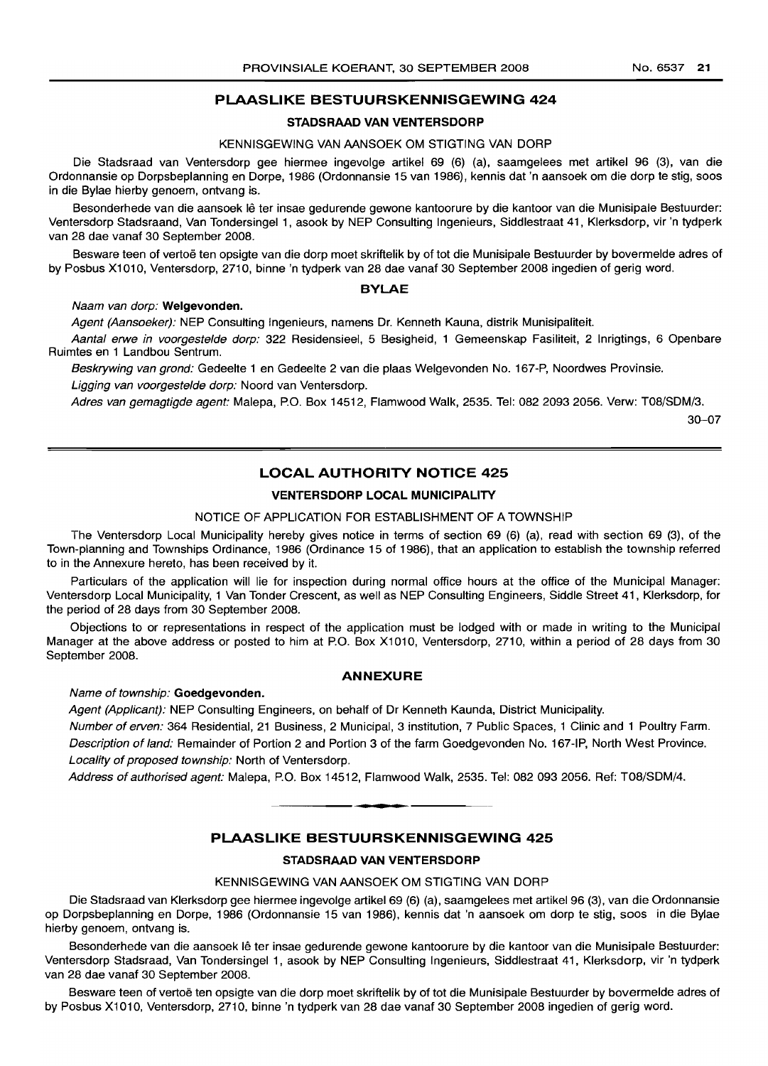## PLAASLIKE BESTUURSKENNISGEWING 424

### STADSRAAD VAN VENTERSDORP

KENNISGEWING VAN AANSOEK OM STIGTING VAN DORP

Die Stadsraad van Ventersdorp gee hiermee ingevolge artikel 69 (6) (a), saamgelees met artikel 96 (3), van die Ordonnansie op Dorpsbeplanning en Dorpe, 1986 (Ordonnansie 15 van 1986), kennis dat 'n aansoek om die dorp te stig, soos in die Bylae hierby genoem, ontvang is.

Besonderhede van die aansoek lê ter insae gedurende gewone kantoorure by die kantoor van die Munisipale Bestuurder: Ventersdorp Stadsraand, Van Tondersingel 1, asook by NEP Consulting Ingenieurs, Siddlestraat 41, Klerksdorp, vir 'n tydperk van 28 dae vanaf 30 September 2008.

Besware teen of vertoë ten opsigte van die dorp moet skriftelik by of tot die Munisipale Bestuurder by bovermelde adres of by Posbus X1010, Ventersdorp, 2710, binne 'n tydperk van 28 dae vanaf 30 September 2008 ingedien of gerig word.

### BYLAE

*Naam van dorp:* **Welgevonden.**

*Agent (Aansoeker):* NEP Consulting Ingenieurs, namens Dr. Kenneth Kauna, distrik Munisipaliteit.

*Aantal erwe in voorgestelde dorp:* 322 Residensieel, 5 Besigheid, 1 Gemeenskap Fasiliteit, 2 Inrigtings, 6 Openbare Ruimtes en 1 Landbou Sentrum.

*Beskrywing van grond:* Gedeelte 1 en Gedeelte 2 van die plaas Welgevonden No. 167-P, Noordwes Provinsie.

*Ligging van voorgestelde dorp:* Noord van Ventersdorp.

*Adres van gemagtigde agent:* Malepa, P.O. Box 14512, Flamwood Walk, 2535. Tel: 082 2093 2056. Verw: T08/SDM/3.

30–07

## LOCAL AUTHORITY NOTICE 425

### VENTERSDORP LOCAL MUNICIPALITY

NOTICE OF APPLICATION FOR ESTABLISHMENT OF A TOWNSHIP

The Ventersdorp Local Municipality hereby gives notice in terms of section 69 (6) (a), read with section 69 (3), of the Town-planning and Townships Ordinance, 1986 (Ordinance 15 of 1986), that an application to establish the township referred to in the Annexure hereto, has been received by it.

Particulars of the application will lie for inspection during normal office hours at the office of the Municipal Manager: Ventersdorp Local Municipality, 1 Van Tonder Crescent, as well as NEP Consulting Engineers, Siddle Street 41, Klerksdorp, for the period of 28 days from 30 September 2008.

Objections to or representations in respect of the application must be lodged with or made in writing to the Municipal Manager at the above address or posted to him at P.O. Box X1010, Ventersdorp, 2710, within a period of 28 days from 30 September 2008.

### ANNEXURE

*Name of township:* **Goedgevonden.**

*Agent (Applicant):* NEP Consulting Engineers, on behalf of Dr Kenneth Kaunda, District Municipality.

*Number of erven:* 364 Residential, 21 Business, 2 Municipal, 3 institution, 7 Public Spaces, 1 Clinic and 1 Poultry Farm.

*Description of land:* Remainder of Portion 2 and Portion 3 of the farm Goedgevonden No. 167-IP, North West Province.

*Locality of proposed township:* North of Ventersdorp.

*Address of authorised agent:* Malepa, P.O. Box 14512, Flamwood Walk, 2535. Tel: 082 093 2056. Ref: T08/SDM/4.

## PLAASLIKE BESTUURSKENNISGEWING 425

### STADSRAAD VAN VENTERSDORP

KENNISGEWING VAN AANSOEK OM STIGTING VAN DORP

Die Stadsraad van Klerksdorp gee hiermee ingevolge artikel 69 (6) (a), saamgelees met artikel 96 (3), van die Ordonnansie op Dorpsbeplanning en Dorpe, 1986 (Ordonnansie 15 van 1986), kennis dat 'n aansoek om dorp te stig, soos in die Bylae hierby genoem, ontvang is.

Besonderhede van die aansoek lê ter insae gedurende gewone kantoorure by die kantoor van die Munisipale Bestuurder: Ventersdorp Stadsraad, Van Tondersingel 1, asook by NEP Consulting Ingenieurs, Siddlestraat 41, Klerksdorp, vir 'n tydperk van 28 dae vanaf 30 September 2008.

Besware teen of vertoë ten opsigte van die dorp moet skriftelik by of tot die Munisipale Bestuurder by bovermelde adres of by Posbus X1010, Ventersdorp, 2710, binne 'n tydperk van 28 dae vanaf 30 September 2008 ingedien of gerig word.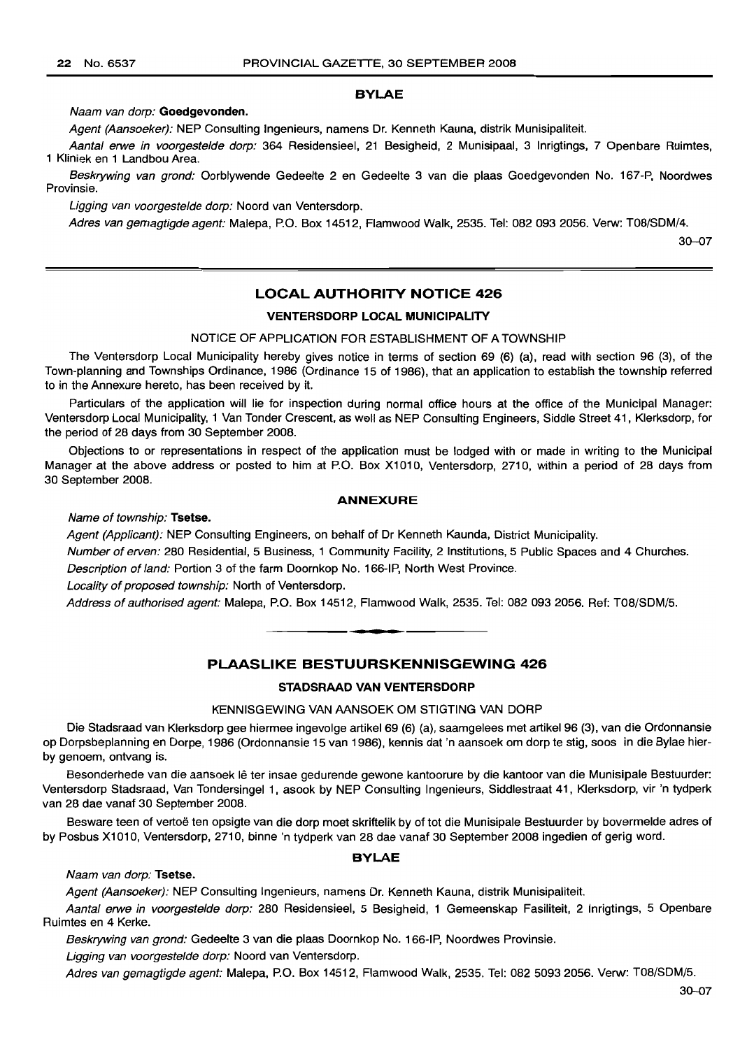### BYLAE

*Naam van dorp:* **Goedgevonden.**

*Agent (Aansoeker):* NEP Consulting Ingenieurs, namens Dr. Kenneth Kauna, distrik Munisipaliteit.

*Aantal erwe in voorgestelde dorp:* 364 Residensieel, 21 Besigheid, 2 Munisipaal, 3 Inrigtings, 7 Openbare Ruimtes, 1 Kliniek en 1 Landbou Area.

*Beskrywing van grond:* Oorblywende Gedeelte 2 en Gedeelte 3 van die plaas Goedgevonden No. 167-P, Noordwes Provinsie.

*Ligging van voorgestelde dorp:* Noord van Ventersdorp.

*Adres van gemagtigde agent:* Malepa, P.O. Box 14512, Flamwood Walk, 2535. Tel: 082 093 2056. Verw: T08/SDM/4.

30–07

## LOCAL AUTHORITY NOTICE 426

### VENTERSDORP LOCAL MUNICIPALITY

NOTICE OF APPLICATION FOR ESTABLISHMENT OF A TOWNSHIP

The Ventersdorp Local Municipality hereby gives notice in terms of section 69 (6) (a), read with section 96 (3), of the Town-planning and Townships Ordinance, 1986 (Ordinance 15 of 1986), that an application to establish the township referred to in the Annexure hereto, has been received by it.

Particulars of the application will lie for inspection during normal office hours at the office of the Municipal Manager: Ventersdorp Local Municipality, 1 Van Tonder Crescent, as well as NEP Consulting Engineers, Siddle Street 41, Klerksdorp, for the period of 28 days from 30 September 2008.

Objections to or representations in respect of the application must be lodged with or made in writing to the Municipal Manager at the above address or posted to him at P.O. Box X1010, Ventersdorp, 2710, within a period of 28 days from 30 September 2008.

### ANNEXURE

*Name of township:* **Tsetse.**

*Agent (Applicant):* NEP Consulting Engineers, on behalf of Dr Kenneth Kaunda, District Municipality.

*Number of erven:* 280 Residential, 5 Business, 1 Community Facility, 2 Institutions, 5 Public Spaces and 4 Churches.

*Description of land:* Portion 3 of the farm Doornkop No. 166-IP, North West Province.

*Locality of proposed township:* North of Ventersdorp.

*Address of authorised agent:* Malepa, P.O. Box 14512, Flamwood Walk, 2535. Tel: 082 093 2056. Ref: T08/SDM/5.

## PLAASLIKE BESTUURSKENNISGEWING 426

### STADSRAAD VAN VENTERSDORP

KENNISGEWING VAN AANSOEK OM STIGTING VAN DORP

Die Stadsraad van Klerksdorp gee hiermee ingevolge artikel 69 (6) (a), saamgelees met artikel 96 (3), van die Ordonnansie op Dorpsbeplanning en Dorpe, 1986 (Ordonnansie 15 van 1986), kennis dat 'n aansoek om dorp te stig, soos in die Bylae hierby genoem, ontvang is.

Besonderhede van die aansoek lê ter insae gedurende gewone kantoorure by die kantoor van die Munisipale Bestuurder: Ventersdorp Stadsraad, Van Tondersingel 1, asook by NEP Consulting Ingenieurs, Siddlestraat 41, Klerksdorp, vir 'n tydperk van 28 dae vanaf 30 September 2008.

Besware teen of vertoë ten opsigte van die dorp moet skriftelik by of tot die Munisipale Bestuurder by bovermelde adres of by Posbus X1010, Ventersdorp, 2710, binne 'n tydperk van 28 dae vanaf 30 September 2008 ingedien of gerig word.

### BYLAE

*Naam van dorp:* **Tsetse.**

*Agent (Aansoeker):* NEP Consulting Ingenieurs, namens Dr. Kenneth Kauna, distrik Munisipaliteit.

*Aantal erwe in voorgestelde dorp:* 280 Residensieel, 5 Besigheid, 1 Gemeenskap Fasiliteit, 2 Inrigtings, 5 Openbare Ruimtes en 4 Kerke.

*Beskrywing van grond:* Gedeelte 3 van die plaas Doornkop No. 166-IP, Noordwes Provinsie.

*Ligging van voorgestelde dorp:* Noord van Ventersdorp.

*Adres van gemagtigde agent:* Malepa, P.O. Box 14512, Flamwood Walk, 2535. Tel: 082 5093 2056. Verw: T08/SDM/5.

30–07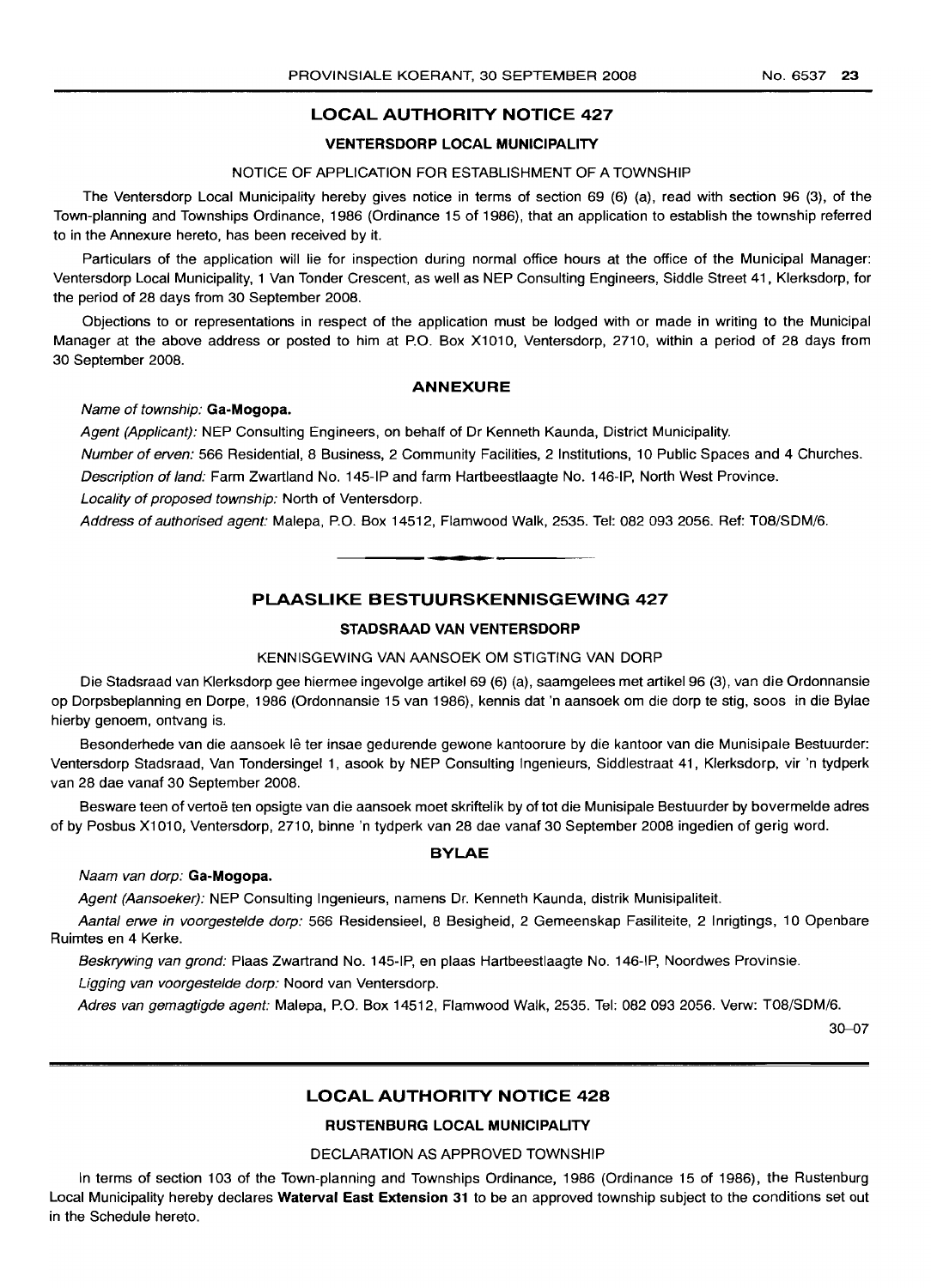## LOCAL AUTHORITY NOTICE 427

### VENTERSDORP LOCAL MUNICIPALITY

NOTICE OF APPLICATION FOR ESTABLISHMENT OF A TOWNSHIP

The Ventersdorp Local Municipality hereby gives notice in terms of section 69 (6) (a), read with section 96 (3), of the Town-planning and Townships Ordinance, 1986 (Ordinance 15 of 1986), that an application to establish the township referred to in the Annexure hereto, has been received by it.

Particulars of the application will lie for inspection during normal office hours at the office of the Municipal Manager: Ventersdorp Local Municipality, 1 Van Tonder Crescent, as well as NEP Consulting Engineers, Siddle Street 41, Klerksdorp, for the period of 28 days from 30 September 2008.

Objections to or representations in respect of the application must be lodged with or made in writing to the Municipal Manager at the above address or posted to him at P.O. Box X1010, Ventersdorp, 2710, within a period of 28 days from 30 September 2008.

#### ANNEXURE

*Name of township:* **Ga-Mogopa.**

*Agent (Applicant):* NEP Consulting Engineers, on behalf of Dr Kenneth Kaunda, District Municipality.

*Number of erven:* 566 Residential, 8 Business, 2 Community Facilities, 2 Institutions, 10 Public Spaces and 4 Churches.

*Description of land:* Farm Zwartland No. 145-IP and farm Hartbeestlaagte No. 146-IP, North West Province.

*Locality of proposed township:* North of Ventersdorp.

*Address of authorised agent:* Malepa, P.O. Box 14512, Flamwood Walk, 2535. Tel: 082 093 2056. Ref: T08/SDM/6.

---

## PLAASLIKE BESTUURSKENNISGEWING 427

### STADSRAAD VAN VENTERSDORP

KENNISGEWING VAN AANSOEK OM STIGTING VAN DORP

Die Stadsraad van Klerksdorp gee hiermee ingevolge artikel 69 (6) (a), saamgelees met artikel 96 (3), van die Ordonnansie op Dorpsbeplanning en Dorpe, 1986 (Ordonnansie 15 van 1986), kennis dat 'n aansoek om die dorp te stig, soos in die Bylae hierby genoem, ontvang is.

Besonderhede van die aansoek lê ter insae gedurende gewone kantoorure by die kantoor van die Munisipale Bestuurder: Ventersdorp Stadsraad, Van Tondersingel 1, asook by NEP Consulting Ingenieurs, Siddlestraat 41, Klerksdorp, vir 'n tydperk van 28 dae vanaf 30 September 2008.

Besware teen of vertoë ten opsigte van die aansoek moet skriftelik by of tot die Munisipale Bestuurder by bovermelde adres of by Posbus X1010, Ventersdorp, 2710, binne 'n tydperk van 28 dae vanaf 30 September 2008 ingedien of gerig word.

#### BYLAE

*Naam van dorp:* **Ga-Mogopa.**

*Agent (Aansoeker):* NEP Consulting Ingenieurs, namens Dr. Kenneth Kaunda, distrik Munisipaliteit.

*Aantal erwe in voorgestelde dorp:* 566 Residensieel, 8 Besigheid, 2 Gemeenskap Fasiliteite, 2 Inrigtings, 10 Openbare Ruimtes en 4 Kerke.

*Beskrywing van grond:* Plaas Zwartrand No. 145-IP, en plaas Hartbeestlaagte No. 146-IP, Noordwes Provinsie.

*Ligging van voorgestelde dorp:* Noord van Ventersdorp.

*Adres van gemagtigde agent:* Malepa, P.O. Box 14512, Flamwood Walk, 2535. Tel: 082 093 2056. Verw: T08/SDM/6.

30–07

---

## LOCAL AUTHORITY NOTICE 428

### RUSTENBURG LOCAL MUNICIPALITY

DECLARATION AS APPROVED TOWNSHIP

In terms of section 103 of the Town-planning and Townships Ordinance, 1986 (Ordinance 15 of 1986), the Rustenburg Local Municipality hereby declares **Waterval East Extension 31** to be an approved township subject to the conditions set out in the Schedule hereto.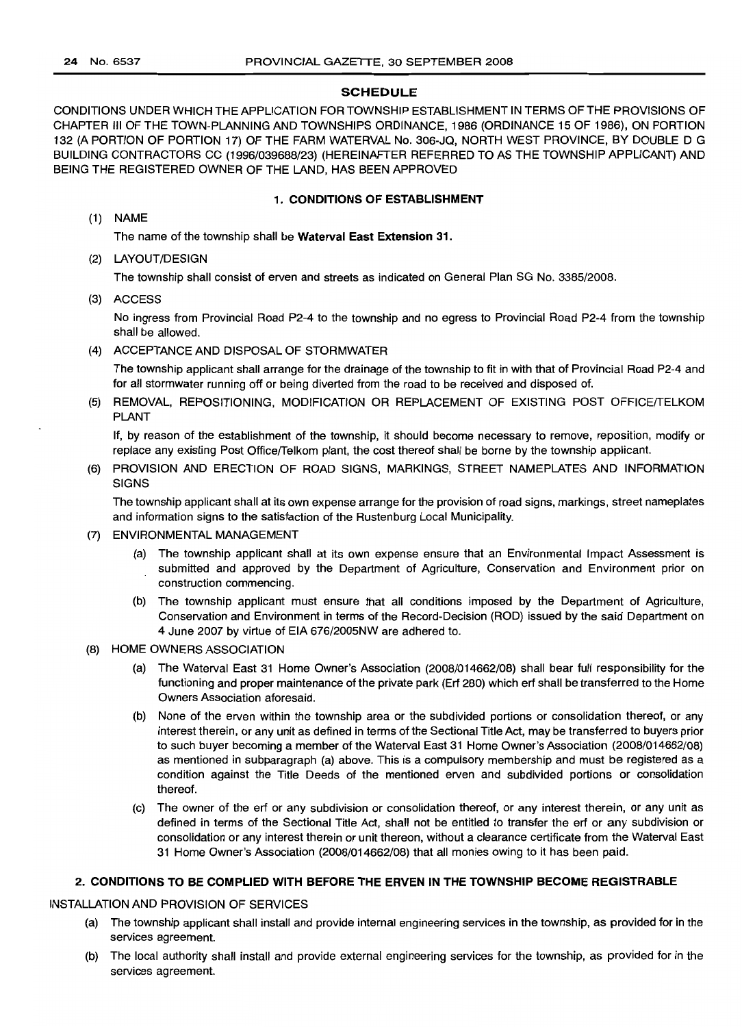## SCHEDULE

CONDITIONS UNDER WHICH THE APPLICATION FOR TOWNSHIP ESTABLISHMENT IN TERMS OF THE PROVISIONS OF CHAPTER III OF THE TOWN-PLANNING AND TOWNSHIPS ORDINANCE, 1986 (ORDINANCE 15 OF 1986), ON PORTION 132 (A PORTION OF PORTION 17) OF THE FARM WATERVAL No. 306-JQ, NORTH WEST PROVINCE, BY DOUBLE D G BUILDING CONTRACTORS CC (1996/039688/23) (HEREINAFTER REFERRED TO AS THE TOWNSHIP APPLICANT) AND BEING THE REGISTERED OWNER OF THE LAND, HAS BEEN APPROVED

### 1. CONDITIONS OF ESTABLISHMENT

(1) NAME

The name of the township shall be **Waterval East Extension 31.**

(2) LAYOUT/DESIGN

The township shall consist of erven and streets as indicated on General Plan SG No. 3385/2008.

(3) ACCESS

No ingress from Provincial Road P2-4 to the township and no egress to Provincial Road P2-4 from the township shall be allowed.

(4) ACCEPTANCE AND DISPOSAL OF STORMWATER

The township applicant shall arrange for the drainage of the township to fit in with that of Provincial Road P2-4 and for all stormwater running off or being diverted from the road to be received and disposed of.

(5) REMOVAL, REPOSITIONING, MODIFICATION OR REPLACEMENT OF EXISTING POST OFFICE/TELKOM PLANT

If, by reason of the establishment of the township, it should become necessary to remove, reposition, modify or replace any existing Post Office/Telkom plant, the cost thereof shall be borne by the township applicant.

(6) PROVISION AND ERECTION OF ROAD SIGNS, MARKINGS, STREET NAMEPLATES AND INFORMATION SIGNS

The township applicant shall at its own expense arrange for the provision of road signs, markings, street nameplates and information signs to the satisfaction of the Rustenburg Local Municipality.

(7) ENVIRONMENTAL MANAGEMENT

(a) The township applicant shall at its own expense ensure that an Environmental Impact Assessment is submitted and approved by the Department of Agriculture, Conservation and Environment prior on construction commencing.

(b) The township applicant must ensure that all conditions imposed by the Department of Agriculture, Conservation and Environment in terms of the Record-Decision (ROD) issued by the said Department on 4 June 2007 by virtue of EIA 676/2005NW are adhered to.

(8) HOME OWNERS ASSOCIATION

(a) The Waterval East 31 Home Owner's Association (2008/014662/08) shall bear full responsibility for the functioning and proper maintenance of the private park (Erf 280) which erf shall be transferred to the Home Owners Association aforesaid.

(b) None of the erven within the township area or the subdivided portions or consolidation thereof, or any interest therein, or any unit as defined in terms of the Sectional Title Act, may be transferred to buyers prior to such buyer becoming a member of the Waterval East 31 Home Owner's Association (2008/014662/08) as mentioned in subparagraph (a) above. This is a compulsory membership and must be registered as a condition against the Title Deeds of the mentioned erven and subdivided portions or consolidation thereof.

(c) The owner of the erf or any subdivision or consolidation thereof, or any interest therein, or any unit as defined in terms of the Sectional Title Act, shall not be entitled to transfer the erf or any subdivision or consolidation or any interest therein or unit thereon, without a clearance certificate from the Waterval East 31 Home Owner's Association (2008/014662/08) that all monies owing to it has been paid.

### 2. CONDITIONS TO BE COMPLIED WITH BEFORE THE ERVEN IN THE TOWNSHIP BECOME REGISTRABLE

INSTALLATION AND PROVISION OF SERVICES

(a) The township applicant shall install and provide internal engineering services in the township, as provided for in the services agreement.

(b) The local authority shall install and provide external engineering services for the township, as provided for in the services agreement.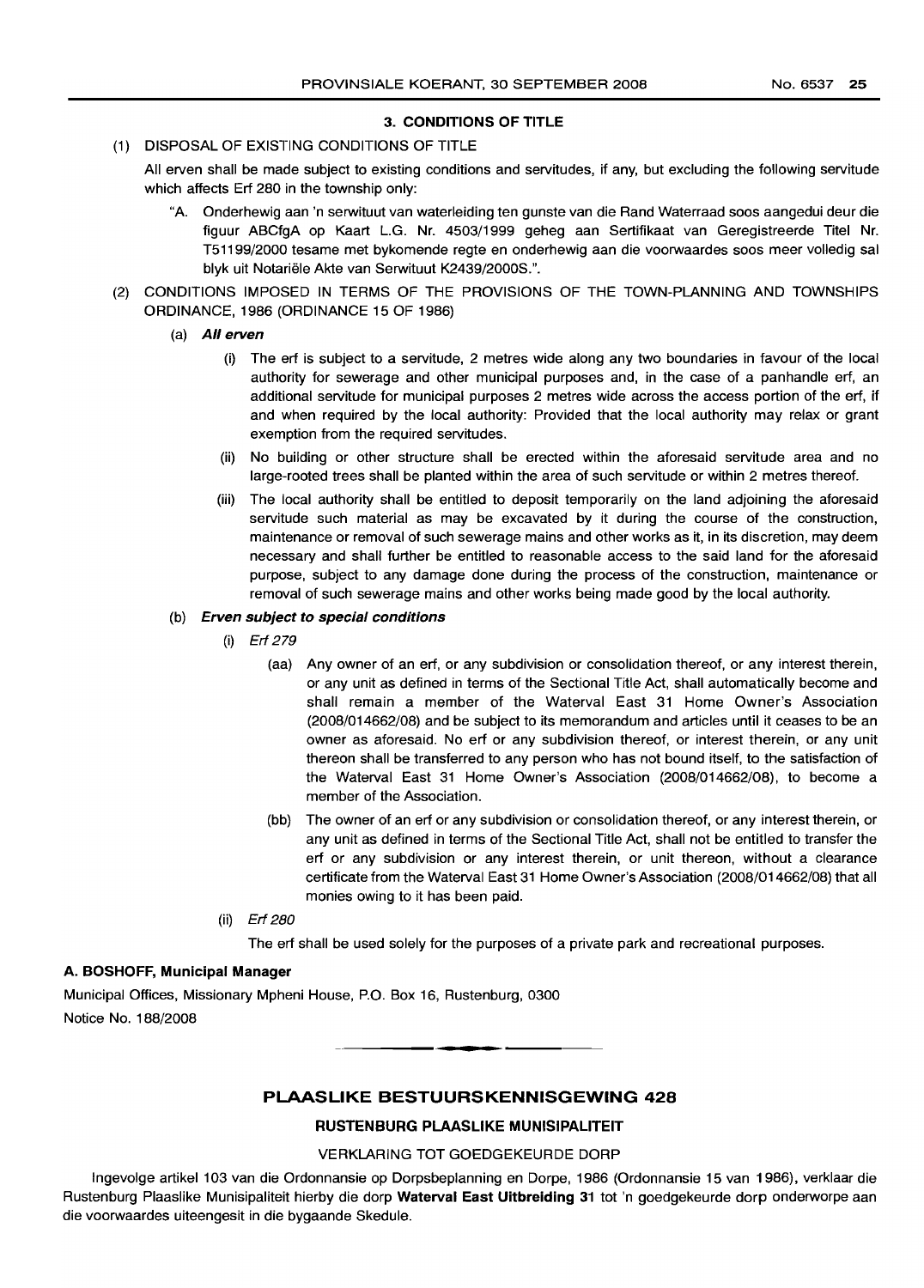### 3. CONDITIONS OF TITLE

(1) DISPOSAL OF EXISTING CONDITIONS OF TITLE

All erven shall be made subject to existing conditions and servitudes, if any, but excluding the following servitude which affects Erf 280 in the township only:

"A. Onderhewig aan 'n serwituut van waterleiding ten gunste van die Rand Waterraad soos aangedui deur die figuur ABCfgA op Kaart L.G. Nr. 4503/1999 geheg aan Sertifikaat van Geregistreerde Titel Nr. T51199/2000 tesame met bykomende regte en onderhewig aan die voorwaardes soos meer volledig sal blyk uit Notariële Akte van Serwituut K2439/2000S.".

(2) CONDITIONS IMPOSED IN TERMS OF THE PROVISIONS OF THE TOWN-PLANNING AND TOWNSHIPS ORDINANCE, 1986 (ORDINANCE 15 OF 1986)

(a) ***All erven***

(i) The erf is subject to a servitude, 2 metres wide along any two boundaries in favour of the local authority for sewerage and other municipal purposes and, in the case of a panhandle erf, an additional servitude for municipal purposes 2 metres wide across the access portion of the erf, if and when required by the local authority: Provided that the local authority may relax or grant exemption from the required servitudes.

(ii) No building or other structure shall be erected within the aforesaid servitude area and no large-rooted trees shall be planted within the area of such servitude or within 2 metres thereof.

(iii) The local authority shall be entitled to deposit temporarily on the land adjoining the aforesaid servitude such material as may be excavated by it during the course of the construction, maintenance or removal of such sewerage mains and other works as it, in its discretion, may deem necessary and shall further be entitled to reasonable access to the said land for the aforesaid purpose, subject to any damage done during the process of the construction, maintenance or removal of such sewerage mains and other works being made good by the local authority.

(b) ***Erven subject to special conditions***

(i) *Erf 279*

(aa) Any owner of an erf, or any subdivision or consolidation thereof, or any interest therein, or any unit as defined in terms of the Sectional Title Act, shall automatically become and shall remain a member of the Waterval East 31 Home Owner's Association (2008/014662/08) and be subject to its memorandum and articles until it ceases to be an owner as aforesaid. No erf or any subdivision thereof, or interest therein, or any unit thereon shall be transferred to any person who has not bound itself, to the satisfaction of the Waterval East 31 Home Owner's Association (2008/014662/08), to become a member of the Association.

(bb) The owner of an erf or any subdivision or consolidation thereof, or any interest therein, or any unit as defined in terms of the Sectional Title Act, shall not be entitled to transfer the erf or any subdivision or any interest therein, or unit thereon, without a clearance certificate from the Waterval East 31 Home Owner's Association (2008/014662/08) that all monies owing to it has been paid.

(ii) *Erf 280*

The erf shall be used solely for the purposes of a private park and recreational purposes.

**A. BOSHOFF, Municipal Manager**

Municipal Offices, Missionary Mpheni House, P.O. Box 16, Rustenburg, 0300

Notice No. 188/2008

## PLAASLIKE BESTUURSKENNISGEWING 428

### RUSTENBURG PLAASLIKE MUNISIPALITEIT

VERKLARING TOT GOEDGEKEURDE DORP

Ingevolge artikel 103 van die Ordonnansie op Dorpsbeplanning en Dorpe, 1986 (Ordonnansie 15 van 1986), verklaar die Rustenburg Plaaslike Munisipaliteit hierby die dorp **Waterval East Uitbreiding 31** tot 'n goedgekeurde dorp onderworpe aan die voorwaardes uiteengesit in die bygaande Skedule.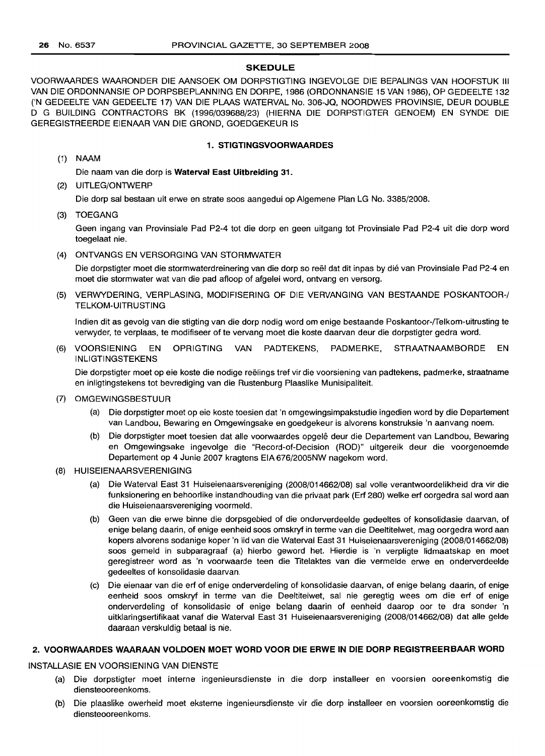## SKEDULE

VOORWAARDES WAARONDER DIE AANSOEK OM DORPSTIGTING INGEVOLGE DIE BEPALINGS VAN HOOFSTUK III VAN DIE ORDONNANSIE OP DORPSBEPLANNING EN DORPE, 1986 (ORDONNANSIE 15 VAN 1986), OP GEDEELTE 132 ('N GEDEELTE VAN GEDEELTE 17) VAN DIE PLAAS WATERVAL No. 306-JQ, NOORDWES PROVINSIE, DEUR DOUBLE D G BUILDING CONTRACTORS BK (1996/039688/23) (HIERNA DIE DORPSTIGTER GENOEM) EN SYNDE DIE GEREGISTREERDE EIENAAR VAN DIE GROND, GOEDGEKEUR IS

### 1. STIGTINGSVOORWAARDES

(1) NAAM

Die naam van die dorp is **Waterval East Uitbreiding 31.**

(2) UITLEG/ONTWERP

Die dorp sal bestaan uit erwe en strate soos aangedui op Algemene Plan LG No. 3385/2008.

(3) TOEGANG

Geen ingang van Provinsiale Pad P2-4 tot die dorp en geen uitgang tot Provinsiale Pad P2-4 uit die dorp word toegelaat nie.

(4) ONTVANGS EN VERSORGING VAN STORMWATER

Die dorpstigter moet die stormwaterdreinering van die dorp so reël dat dit inpas by dié van Provinsiale Pad P2-4 en moet die stormwater wat van die pad afloop of afgelei word, ontvang en versorg.

(5) VERWYDERING, VERPLASING, MODIFISERING OF DIE VERVANGING VAN BESTAANDE POSKANTOOR-/TELKOM-UITRUSTING

Indien dit as gevolg van die stigting van die dorp nodig word om enige bestaande Poskantoor-/Telkom-uitrusting te verwyder, te verplaas, te modifiseer of te vervang moet die koste daarvan deur die dorpstigter gedra word.

(6) VOORSIENING EN OPRIGTING VAN PADTEKENS, PADMERKE, STRAATNAAMBORDE EN INLIGTINGSTEKENS

Die dorpstigter moet op eie koste die nodige reëlings tref vir die voorsiening van padtekens, padmerke, straatname en inligtingstekens tot bevrediging van die Rustenburg Plaaslike Munisipaliteit.

(7) OMGEWINGSBESTUUR

(a) Die dorpstigter moet op eie koste toesien dat 'n omgewingsimpakstudie ingedien word by die Departement van Landbou, Bewaring en Omgewingsake en goedgekeur is alvorens konstruksie 'n aanvang neem.

(b) Die dorpstigter moet toesien dat alle voorwaardes opgelê deur die Departement van Landbou, Bewaring en Omgewingsake ingevolge die "Record-of-Decision (ROD)" uitgereik deur die voorgenoemde Departement op 4 Junie 2007 kragtens EIA 676/2005NW nagekom word.

(8) HUISEIENAARSVERENIGING

(a) Die Waterval East 31 Huiseienaarsvereniging (2008/014662/08) sal volle verantwoordelikheid dra vir die funksionering en behoorlike instandhouding van die privaat park (Erf 280) welke erf oorgedra sal word aan die Huiseienaarsvereniging voormeld.

(b) Geen van die erwe binne die dorpsgebied of die onderverdeelde gedeeltes of konsolidasie daarvan, of enige belang daarin, of enige eenheid soos omskryf in terme van die Deeltitelwet, mag oorgedra word aan kopers alvorens sodanige koper 'n lid van die Waterval East 31 Huiseienaarsvereniging (2008/014662/08) soos gemeld in subparagraaf (a) hierbo geword het. Hierdie is 'n verpligte lidmaatskap en moet geregistreer word as 'n voorwaarde teen die Titelaktes van die vermelde erwe en onderverdeelde gedeeltes of konsolidasie daarvan.

(c) Die eienaar van die erf of enige onderverdeling of konsolidasie daarvan, of enige belang daarin, of enige eenheid soos omskryf in terme van die Deeltitelwet, sal nie geregtig wees om die erf of enige onderverdeling of konsolidasie of enige belang daarin of eenheid daarop oor te dra sonder 'n uitklaringsertifikaat vanaf die Waterval East 31 Huiseienaarsvereniging (2008/014662/08) dat alle gelde daaraan verskuldig betaal is nie.

### 2. VOORWAARDES WAARAAN VOLDOEN MOET WORD VOOR DIE ERWE IN DIE DORP REGISTREERBAAR WORD

INSTALLASIE EN VOORSIENING VAN DIENSTE

(a) Die dorpstigter moet interne ingenieursdienste in die dorp installeer en voorsien ooreenkomstig die diensteooreenkoms.

(b) Die plaaslike owerheid moet eksterne ingenieursdienste vir die dorp installeer en voorsien ooreenkomstig die diensteooreenkoms.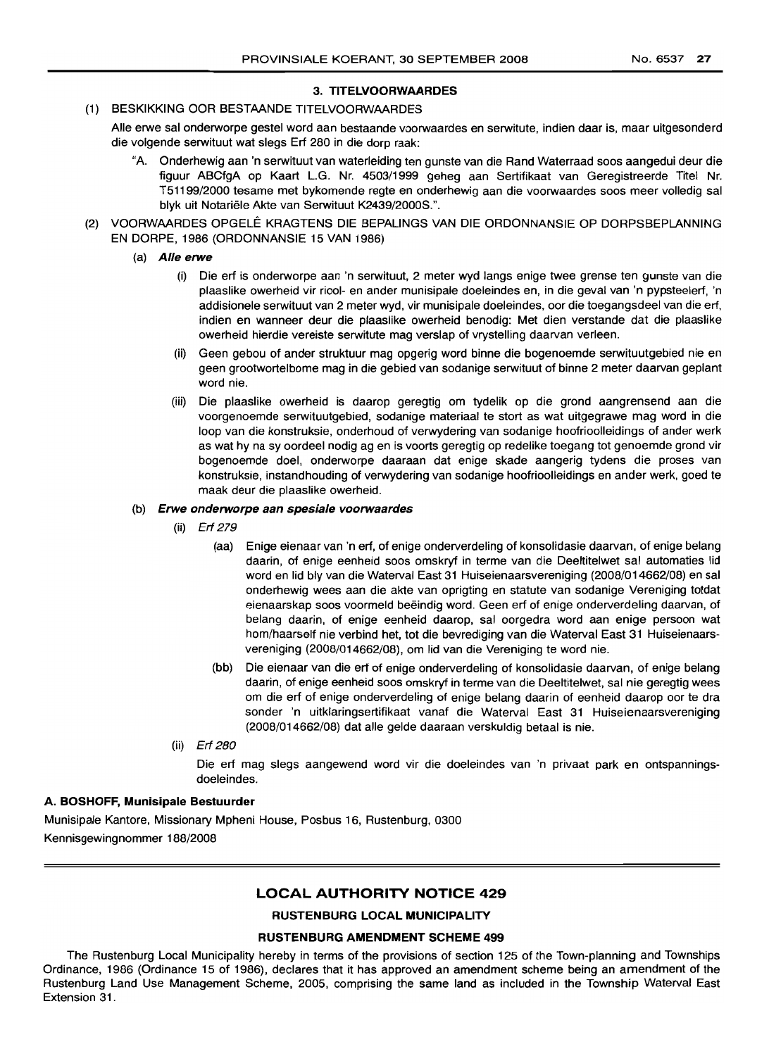### 3. TITELVOORWAARDES

(1) BESKIKKING OOR BESTAANDE TITELVOORWAARDES

Alle erwe sal onderworpe gestel word aan bestaande voorwaardes en serwitute, indien daar is, maar uitgesonderd die volgende serwituut wat slegs Erf 280 in die dorp raak:

"A. Onderhewig aan 'n serwituut van waterleiding ten gunste van die Rand Waterraad soos aangedui deur die figuur ABCfgA op Kaart L.G. Nr. 4503/1999 geheg aan Sertifikaat van Geregistreerde Titel Nr. T51199/2000 tesame met bykomende regte en onderhewig aan die voorwaardes soos meer volledig sal blyk uit Notariële Akte van Serwituut K2439/2000S.".

(2) VOORWAARDES OPGELÊ KRAGTENS DIE BEPALINGS VAN DIE ORDONNANSIE OP DORPSBEPLANNING EN DORPE, 1986 (ORDONNANSIE 15 VAN 1986)

(a) ***Alle erwe***

(i) Die erf is onderworpe aan 'n serwituut, 2 meter wyd langs enige twee grense ten gunste van die plaaslike owerheid vir riool- en ander munisipale doeleindes en, in die geval van 'n pypsteelerf, 'n addisionele serwituut van 2 meter wyd, vir munisipale doeleindes, oor die toegangsdeel van die erf, indien en wanneer deur die plaaslike owerheid benodig: Met dien verstande dat die plaaslike owerheid hierdie vereiste serwitute mag verslap of vrystelling daarvan verleen.

(ii) Geen gebou of ander struktuur mag opgerig word binne die bogenoemde serwituutgebied nie en geen grootwortelbome mag in die gebied van sodanige serwituut of binne 2 meter daarvan geplant word nie.

(iii) Die plaaslike owerheid is daarop geregtig om tydelik op die grond aangrensend aan die voorgenoemde serwituutgebied, sodanige materiaal te stort as wat uitgegrawe mag word in die loop van die konstruksie, onderhoud of verwydering van sodanige hoofrioolleidings of ander werk as wat hy na sy oordeel nodig ag en is voorts geregtig op redelike toegang tot genoemde grond vir bogenoemde doel, onderworpe daaraan dat enige skade aangerig tydens die proses van konstruksie, instandhouding of verwydering van sodanige hoofrioolleidings en ander werk, goed te maak deur die plaaslike owerheid.

(b) ***Erwe onderworpe aan spesiale voorwaardes***

(ii) *Erf 279*

(aa) Enige eienaar van 'n erf, of enige onderverdeling of konsolidasie daarvan, of enige belang daarin, of enige eenheid soos omskryf in terme van die Deeltitelwet sal automaties lid word en lid bly van die Waterval East 31 Huiseienaarsvereniging (2008/014662/08) en sal onderhewig wees aan die akte van oprigting en statute van sodanige Vereniging totdat eienaarskap soos voormeld beëindig word. Geen erf of enige onderverdeling daarvan, of belang daarin, of enige eenheid daarop, sal oorgedra word aan enige persoon wat hom/haarself nie verbind het, tot die bevrediging van die Waterval East 31 Huiseienaarsvereniging (2008/014662/08), om lid van die Vereniging te word nie.

(bb) Die eienaar van die erf of enige onderverdeling of konsolidasie daarvan, of enige belang daarin, of enige eenheid soos omskryf in terme van die Deeltitelwet, sal nie geregtig wees om die erf of enige onderverdeling of enige belang daarin of eenheid daarop oor te dra sonder 'n uitklaringsertifikaat vanaf die Waterval East 31 Huiseienaarsvereniging (2008/014662/08) dat alle gelde daaraan verskuldig betaal is nie.

(ii) *Erf 280*

Die erf mag slegs aangewend word vir die doeleindes van 'n privaat park en ontspanningsdoeleindes.

**A. BOSHOFF, Munisipale Bestuurder**

Munisipale Kantore, Missionary Mpheni House, Posbus 16, Rustenburg, 0300

Kennisgewingnommer 188/2008

---

## LOCAL AUTHORITY NOTICE 429

### RUSTENBURG LOCAL MUNICIPALITY

### RUSTENBURG AMENDMENT SCHEME 499

The Rustenburg Local Municipality hereby in terms of the provisions of section 125 of the Town-planning and Townships Ordinance, 1986 (Ordinance 15 of 1986), declares that it has approved an amendment scheme being an amendment of the Rustenburg Land Use Management Scheme, 2005, comprising the same land as included in the Township Waterval East Extension 31.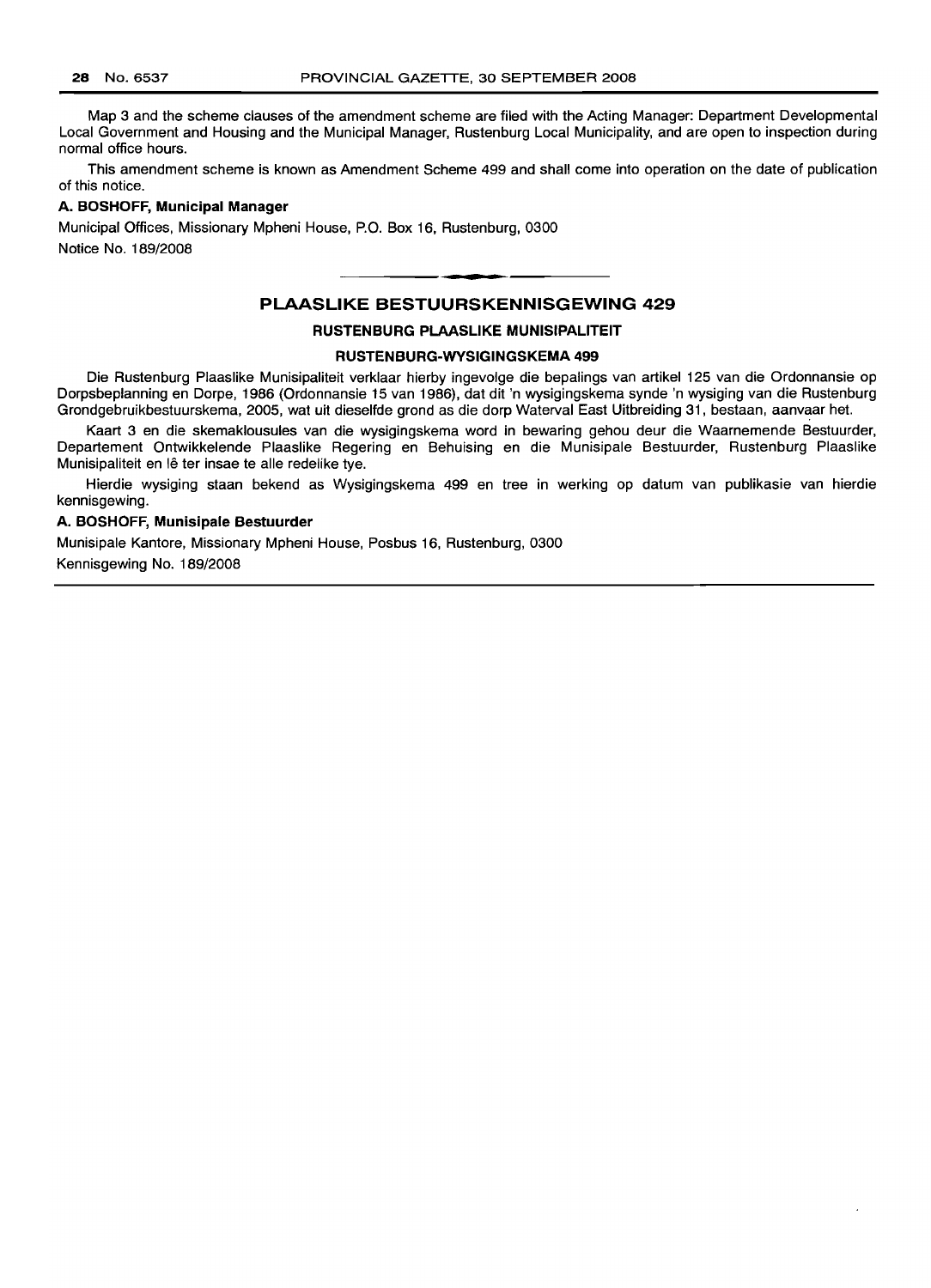Map 3 and the scheme clauses of the amendment scheme are filed with the Acting Manager: Department Developmental Local Government and Housing and the Municipal Manager, Rustenburg Local Municipality, and are open to inspection during normal office hours.

This amendment scheme is known as Amendment Scheme 499 and shall come into operation on the date of publication of this notice.

**A. BOSHOFF, Municipal Manager**

Municipal Offices, Missionary Mpheni House, P.O. Box 16, Rustenburg, 0300

Notice No. 189/2008

---

## PLAASLIKE BESTUURSKENNISGEWING 429

### RUSTENBURG PLAASLIKE MUNISIPALITEIT

### RUSTENBURG-WYSIGINGSKEMA 499

Die Rustenburg Plaaslike Munisipaliteit verklaar hierby ingevolge die bepalings van artikel 125 van die Ordonnansie op Dorpsbeplanning en Dorpe, 1986 (Ordonnansie 15 van 1986), dat dit 'n wysigingskema synde 'n wysiging van die Rustenburg Grondgebruikbestuurskema, 2005, wat uit dieselfde grond as die dorp Waterval East Uitbreiding 31, bestaan, aanvaar het.

Kaart 3 en die skemaklousules van die wysigingskema word in bewaring gehou deur die Waarnemende Bestuurder, Departement Ontwikkelende Plaaslike Regering en Behuising en die Munisipale Bestuurder, Rustenburg Plaaslike Munisipaliteit en lê ter insae te alle redelike tye.

Hierdie wysiging staan bekend as Wysigingskema 499 en tree in werking op datum van publikasie van hierdie kennisgewing.

**A. BOSHOFF, Munisipale Bestuurder**

Munisipale Kantore, Missionary Mpheni House, Posbus 16, Rustenburg, 0300

Kennisgewing No. 189/2008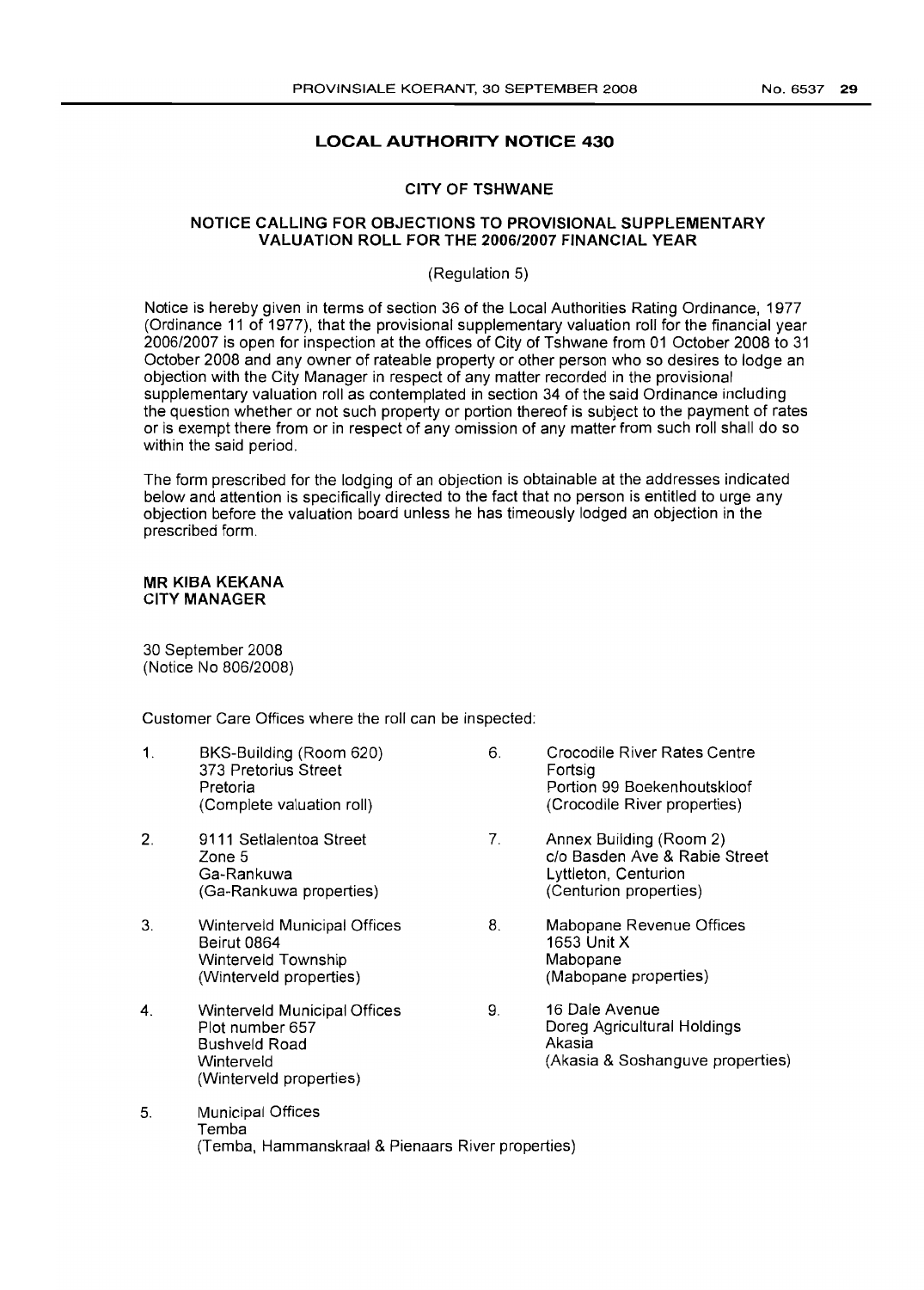## LOCAL AUTHORITY NOTICE 430

### CITY OF TSHWANE

### NOTICE CALLING FOR OBJECTIONS TO PROVISIONAL SUPPLEMENTARY VALUATION ROLL FOR THE 2006/2007 FINANCIAL YEAR

(Regulation 5)

Notice is hereby given in terms of section 36 of the Local Authorities Rating Ordinance, 1977 (Ordinance 11 of 1977), that the provisional supplementary valuation roll for the financial year 2006/2007 is open for inspection at the offices of City of Tshwane from 01 October 2008 to 31 October 2008 and any owner of rateable property or other person who so desires to lodge an objection with the City Manager in respect of any matter recorded in the provisional supplementary valuation roll as contemplated in section 34 of the said Ordinance including the question whether or not such property or portion thereof is subject to the payment of rates or is exempt there from or in respect of any omission of any matter from such roll shall do so within the said period.

The form prescribed for the lodging of an objection is obtainable at the addresses indicated below and attention is specifically directed to the fact that no person is entitled to urge any objection before the valuation board unless he has timeously lodged an objection in the prescribed form.

**MR KIBA KEKANA**
**CITY MANAGER**

30 September 2008
(Notice No 806/2008)

Customer Care Offices where the roll can be inspected:

1. BKS-Building (Room 620)
   373 Pretorius Street
   Pretoria
   (Complete valuation roll)

2. 9111 Setlalentoa Street
   Zone 5
   Ga-Rankuwa
   (Ga-Rankuwa properties)

3. Winterveld Municipal Offices
   Beirut 0864
   Winterveld Township
   (Winterveld properties)

4. Winterveld Municipal Offices
   Plot number 657
   Bushveld Road
   Winterveld
   (Winterveld properties)

5. Municipal Offices
   Temba
   (Temba, Hammanskraal & Pienaars River properties)

6. Crocodile River Rates Centre
   Fortsig
   Portion 99 Boekenhoutskloof
   (Crocodile River properties)

7. Annex Building (Room 2)
   c/o Basden Ave & Rabie Street
   Lyttleton, Centurion
   (Centurion properties)

8. Mabopane Revenue Offices
   1653 Unit X
   Mabopane
   (Mabopane properties)

9. 16 Dale Avenue
   Doreg Agricultural Holdings
   Akasia
   (Akasia & Soshanguve properties)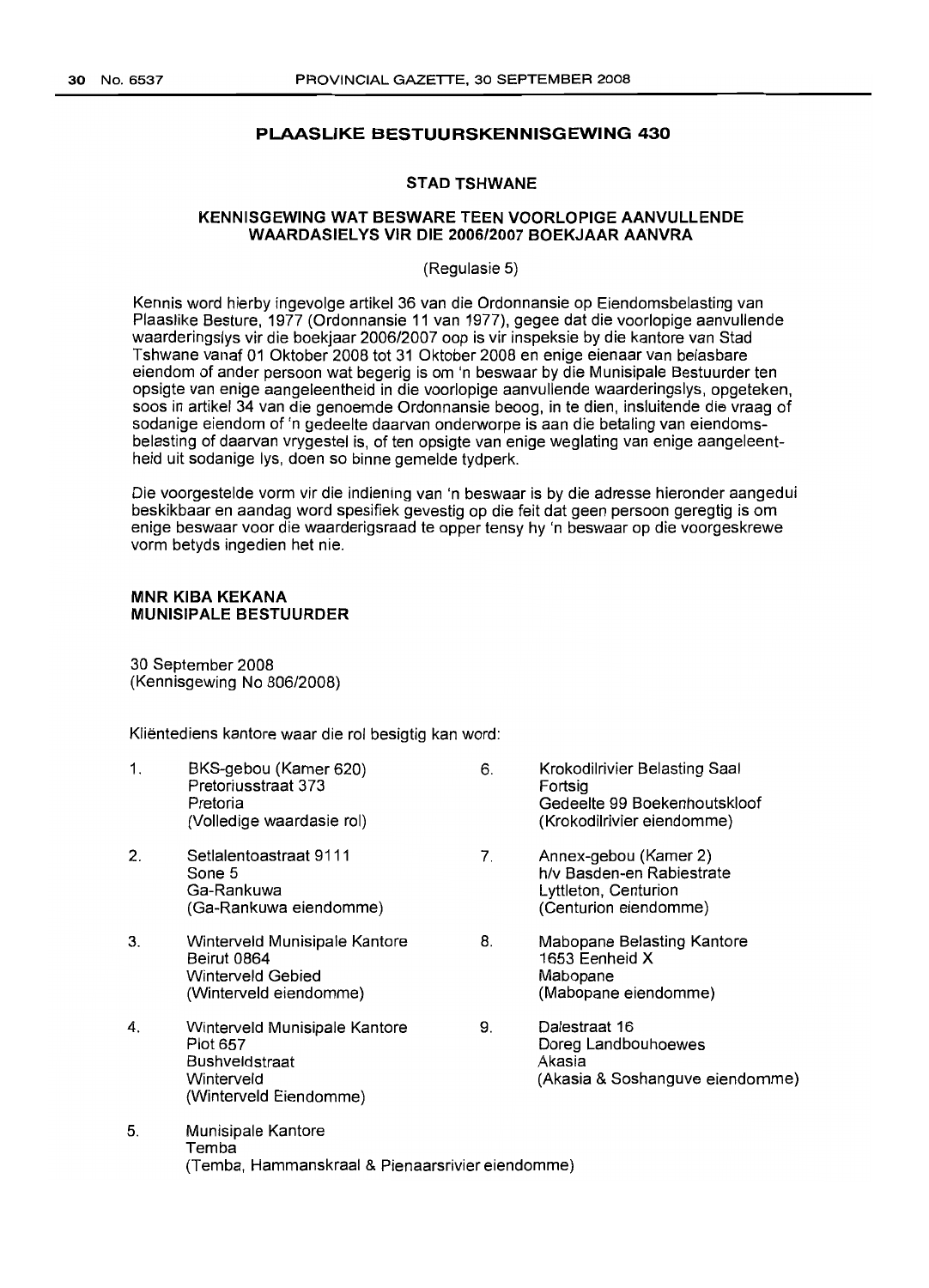## PLAASLIKE BESTUURSKENNISGEWING 430

### STAD TSHWANE

### KENNISGEWING WAT BESWARE TEEN VOORLOPIGE AANVULLENDE WAARDASIELYS VIR DIE 2006/2007 BOEKJAAR AANVRA

(Regulasie 5)

Kennis word hierby ingevolge artikel 36 van die Ordonnansie op Eiendomsbelasting van Plaaslike Besture, 1977 (Ordonnansie 11 van 1977), gegee dat die voorlopige aanvullende waarderingslys vir die boekjaar 2006/2007 oop is vir inspeksie by die kantore van Stad Tshwane vanaf 01 Oktober 2008 tot 31 Oktober 2008 en enige eienaar van belasbare eiendom of ander persoon wat begerig is om 'n beswaar by die Munisipale Bestuurder ten opsigte van enige aangeleentheid in die voorlopige aanvullende waarderingslys, opgeteken, soos in artikel 34 van die genoemde Ordonnansie beoog, in te dien, insluitende die vraag of sodanige eiendom of 'n gedeelte daarvan onderworpe is aan die betaling van eiendomsbelasting of daarvan vrygestel is, of ten opsigte van enige weglating van enige aangeleentheid uit sodanige lys, doen so binne gemelde tydperk.

Die voorgestelde vorm vir die indiening van 'n beswaar is by die adresse hieronder aangedui beskikbaar en aandag word spesifiek gevestig op die feit dat geen persoon geregtig is om enige beswaar voor die waarderigsraad te opper tensy hy 'n beswaar op die voorgeskrewe vorm betyds ingedien het nie.

**MNR KIBA KEKANA**
**MUNISIPALE BESTUURDER**

30 September 2008
(Kennisgewing No 806/2008)

Kliëntediens kantore waar die rol besigtig kan word:

1. BKS-gebou (Kamer 620)
   Pretoriusstraat 373
   Pretoria
   (Volledige waardasie rol)

2. Setlalentoastraat 9111
   Sone 5
   Ga-Rankuwa
   (Ga-Rankuwa eiendomme)

3. Winterveld Munisipale Kantore
   Beirut 0864
   Winterveld Gebied
   (Winterveld eiendomme)

4. Winterveld Munisipale Kantore
   Plot 657
   Bushveldstraat
   Winterveld
   (Winterveld Eiendomme)

5. Munisipale Kantore
   Temba
   (Temba, Hammanskraal & Pienaarsrivier eiendomme)

6. Krokodilrivier Belasting Saal
   Fortsig
   Gedeelte 99 Boekenhoutskloof
   (Krokodilrivier eiendomme)

7. Annex-gebou (Kamer 2)
   h/v Basden-en Rabiestrate
   Lyttleton, Centurion
   (Centurion eiendomme)

8. Mabopane Belasting Kantore
   1653 Eenheid X
   Mabopane
   (Mabopane eiendomme)

9. Dalestraat 16
   Doreg Landbouhoewes
   Akasia
   (Akasia & Soshanguve eiendomme)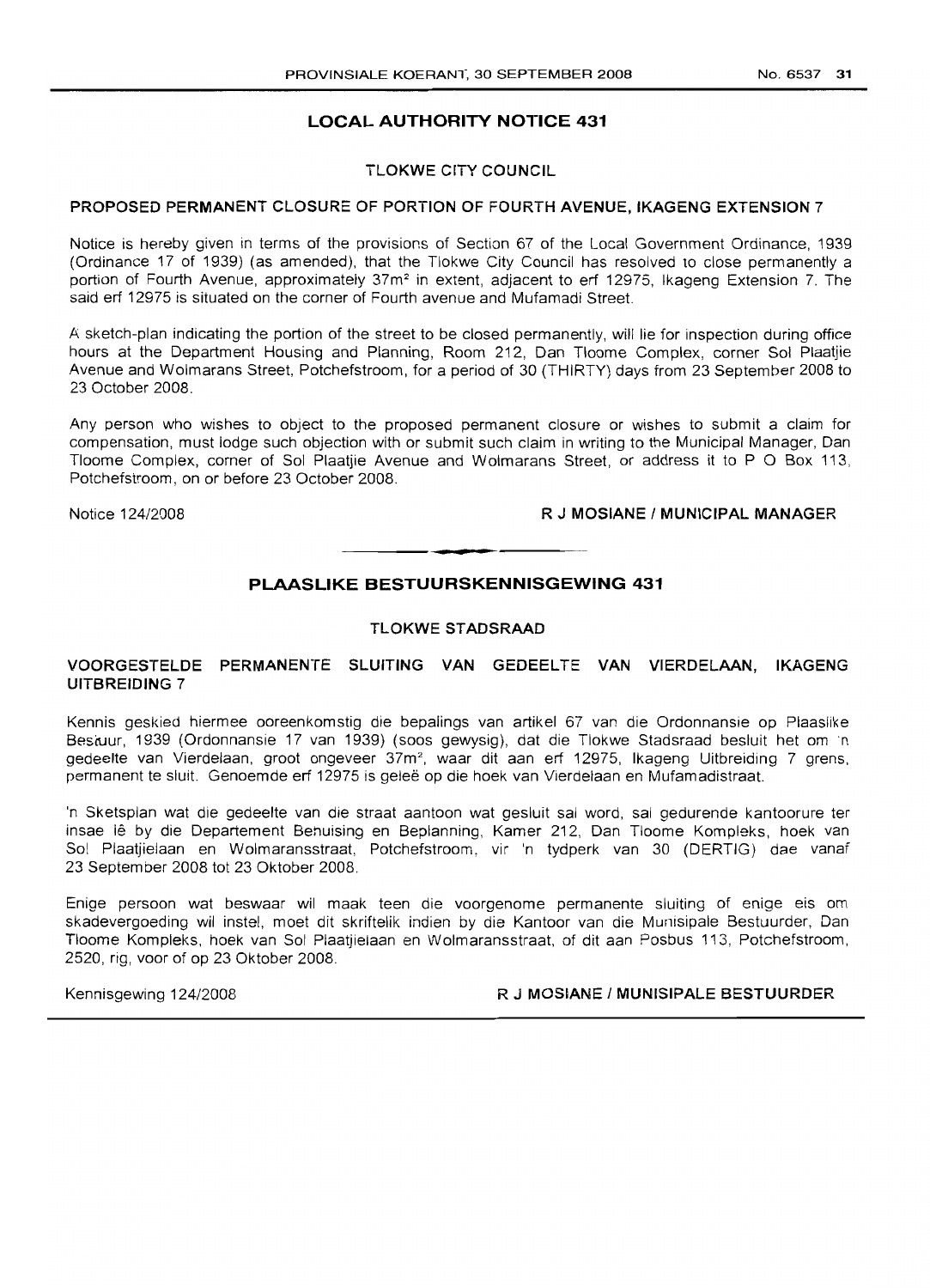## LOCAL AUTHORITY NOTICE 431

### TLOKWE CITY COUNCIL

### PROPOSED PERMANENT CLOSURE OF PORTION OF FOURTH AVENUE, IKAGENG EXTENSION 7

Notice is hereby given in terms of the provisions of Section 67 of the Local Government Ordinance, 1939 (Ordinance 17 of 1939) (as amended), that the Tlokwe City Council has resolved to close permanently a portion of Fourth Avenue, approximately 37m² in extent, adjacent to erf 12975, Ikageng Extension 7. The said erf 12975 is situated on the corner of Fourth avenue and Mufamadi Street.

A sketch-plan indicating the portion of the street to be closed permanently, will lie for inspection during office hours at the Department Housing and Planning, Room 212, Dan Tloome Complex, corner Sol Plaatjie Avenue and Wolmarans Street, Potchefstroom, for a period of 30 (THIRTY) days from 23 September 2008 to 23 October 2008.

Any person who wishes to object to the proposed permanent closure or wishes to submit a claim for compensation, must lodge such objection with or submit such claim in writing to the Municipal Manager, Dan Tloome Complex, corner of Sol Plaatjie Avenue and Wolmarans Street, or address it to P O Box 113, Potchefstroom, on or before 23 October 2008.

Notice 124/2008 **R J MOSIANE / MUNICIPAL MANAGER**

---

## PLAASLIKE BESTUURSKENNISGEWING 431

### TLOKWE STADSRAAD

### VOORGESTELDE PERMANENTE SLUITING VAN GEDEELTE VAN VIERDELAAN, IKAGENG UITBREIDING 7

Kennis geskied hiermee ooreenkomstig die bepalings van artikel 67 van die Ordonnansie op Plaaslike Bestuur, 1939 (Ordonnansie 17 van 1939) (soos gewysig), dat die Tlokwe Stadsraad besluit het om 'n gedeelte van Vierdelaan, groot ongeveer 37m², waar dit aan erf 12975, Ikageng Uitbreiding 7 grens, permanent te sluit. Genoemde erf 12975 is geleë op die hoek van Vierdelaan en Mufamadistraat.

'n Sketsplan wat die gedeelte van die straat aantoon wat gesluit sal word, sal gedurende kantoorure ter insae lê by die Departement Behuising en Beplanning, Kamer 212, Dan Tloome Kompleks, hoek van Sol Plaatjielaan en Wolmaransstraat, Potchefstroom, vir 'n tydperk van 30 (DERTIG) dae vanaf 23 September 2008 tot 23 Oktober 2008.

Enige persoon wat beswaar wil maak teen die voorgenome permanente sluiting of enige eis om skadevergoeding wil instel, moet dit skriftelik indien by die Kantoor van die Munisipale Bestuurder, Dan Tloome Kompleks, hoek van Sol Plaatjielaan en Wolmaransstraat, of dit aan Posbus 113, Potchefstroom, 2520, rig, voor of op 23 Oktober 2008.

Kennisgewing 124/2008 **R J MOSIANE / MUNISIPALE BESTUURDER**